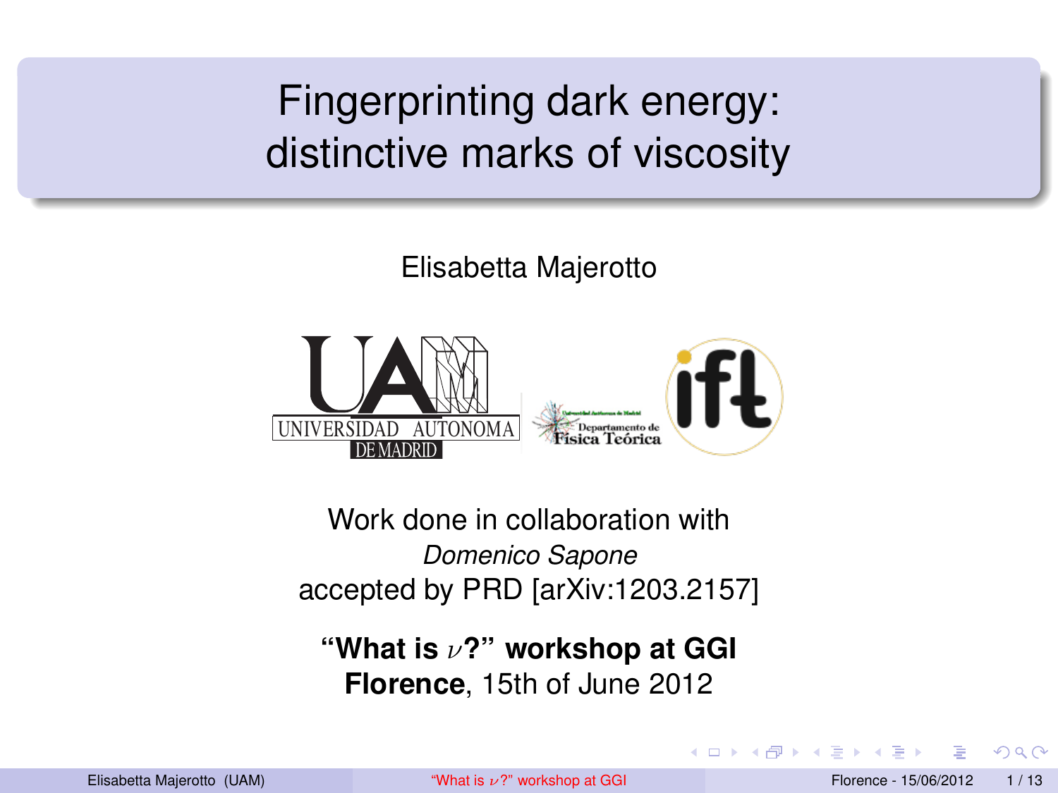# Fingerprinting dark energy: distinctive marks of viscosity

Elisabetta Majerotto

UNIVERSIDAD AUTONOMA DE MADRID

Departamento de Física Teórica

ift

Work done in collaboration with
*Domenico Sapone*
accepted by PRD [arXiv:1203.2157]

**"What is $\nu$?" workshop at GGI**
**Florence**, 15th of June 2012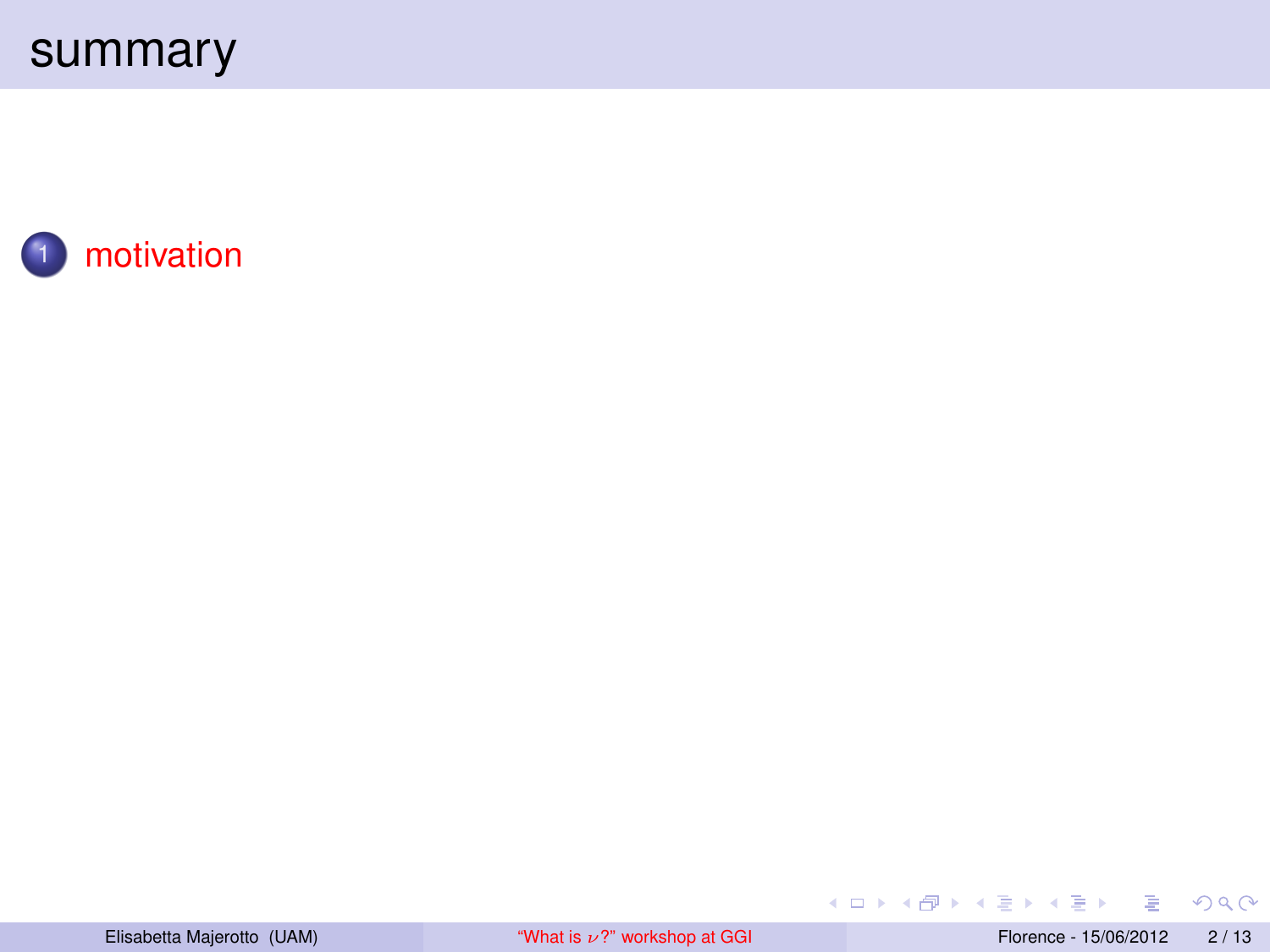# summary

1. motivation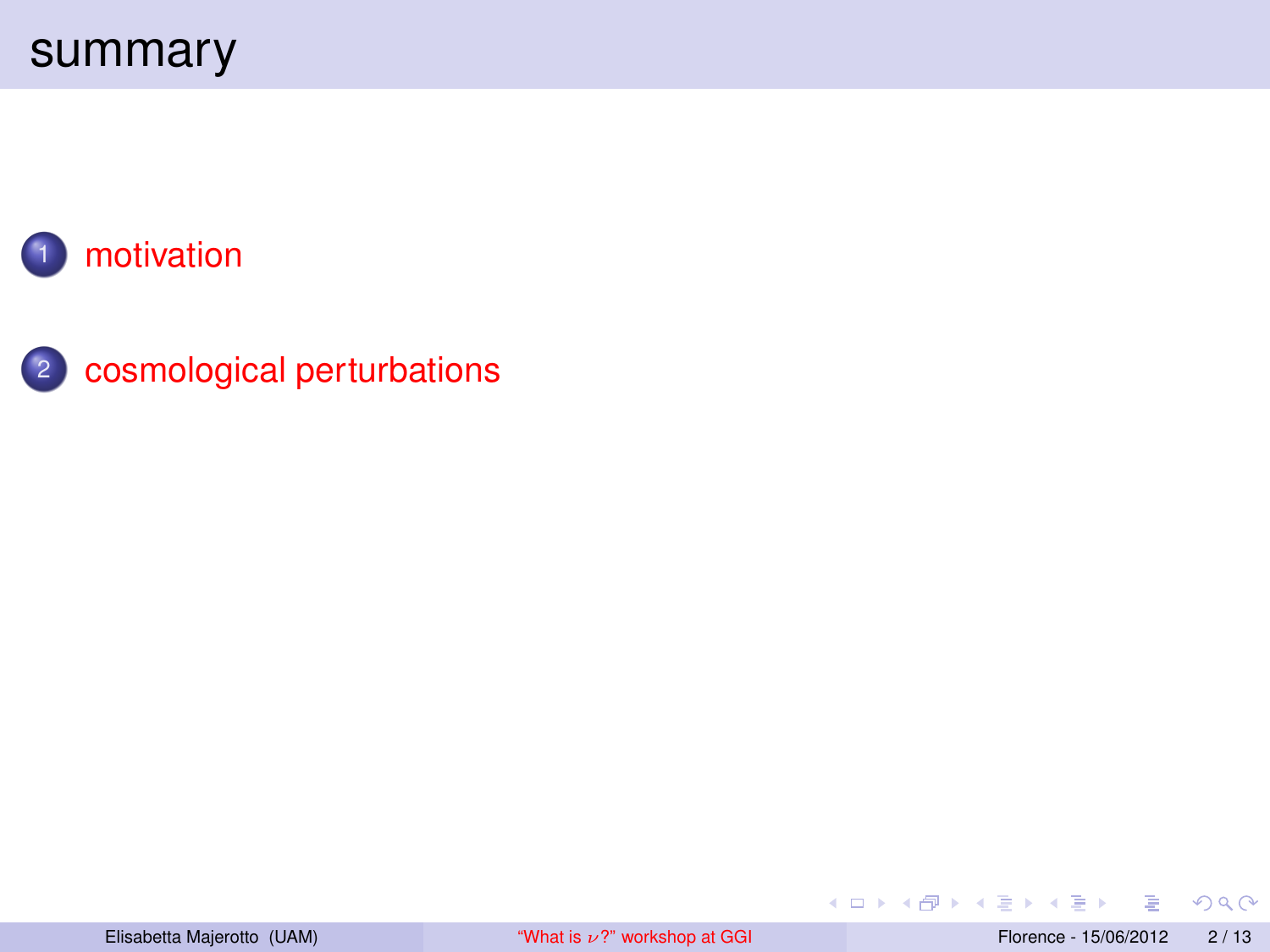# summary

1. motivation
2. cosmological perturbations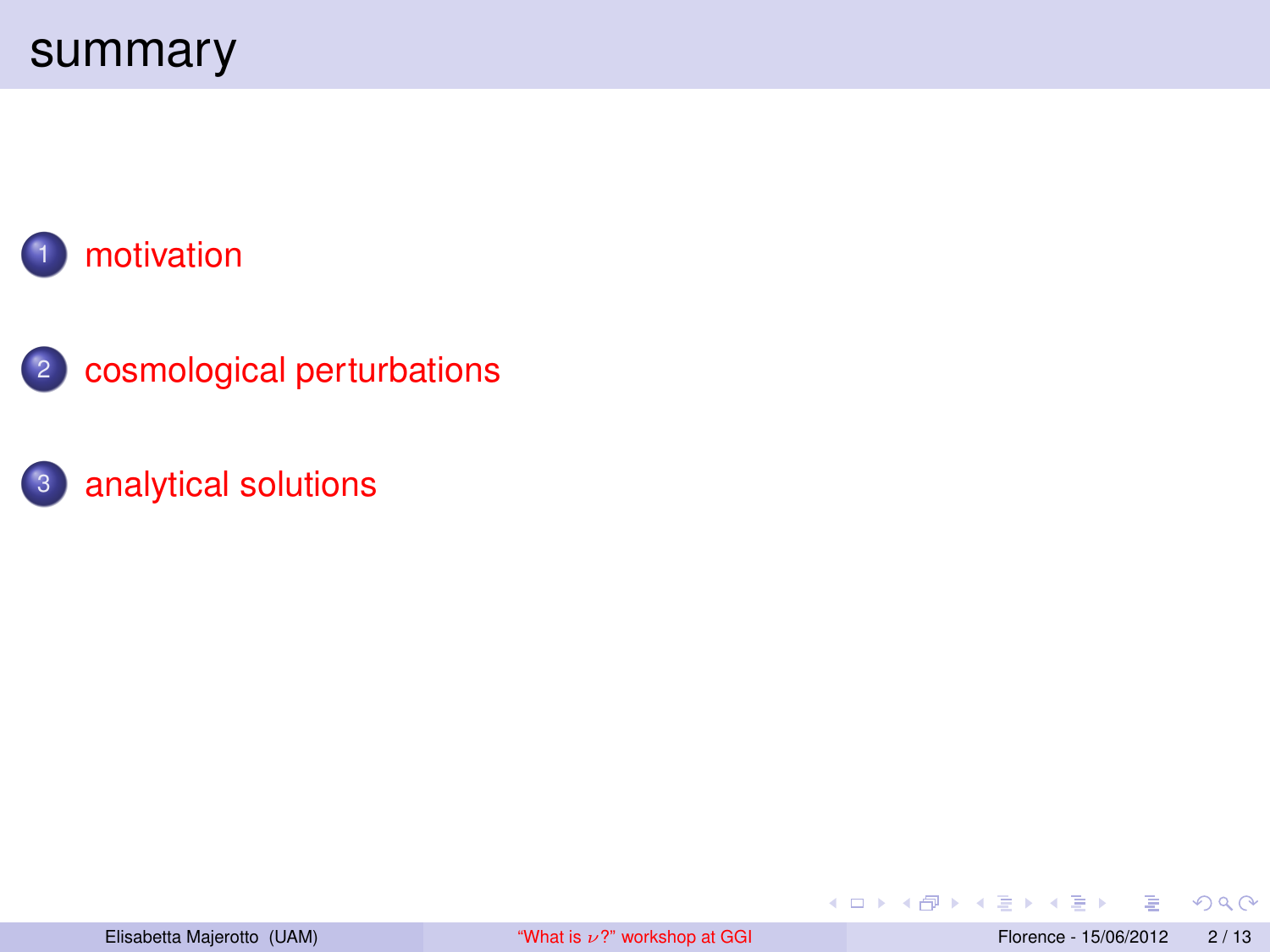# summary

1. motivation
2. cosmological perturbations
3. analytical solutions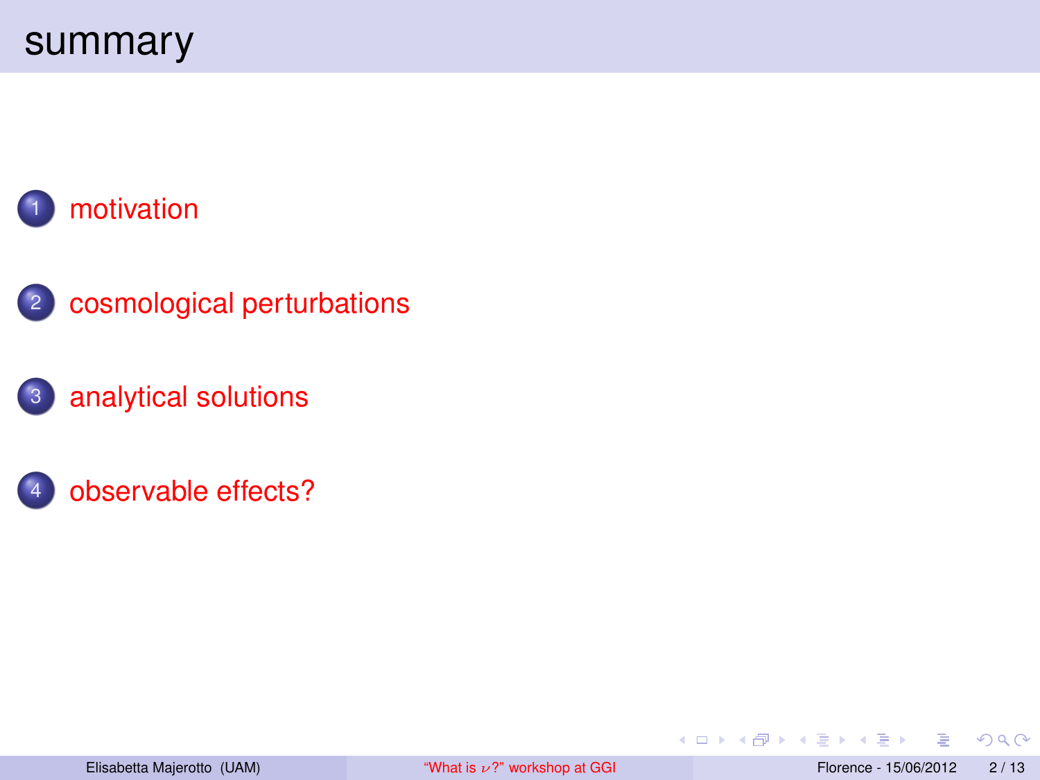# summary

1. motivation
2. cosmological perturbations
3. analytical solutions
4. observable effects?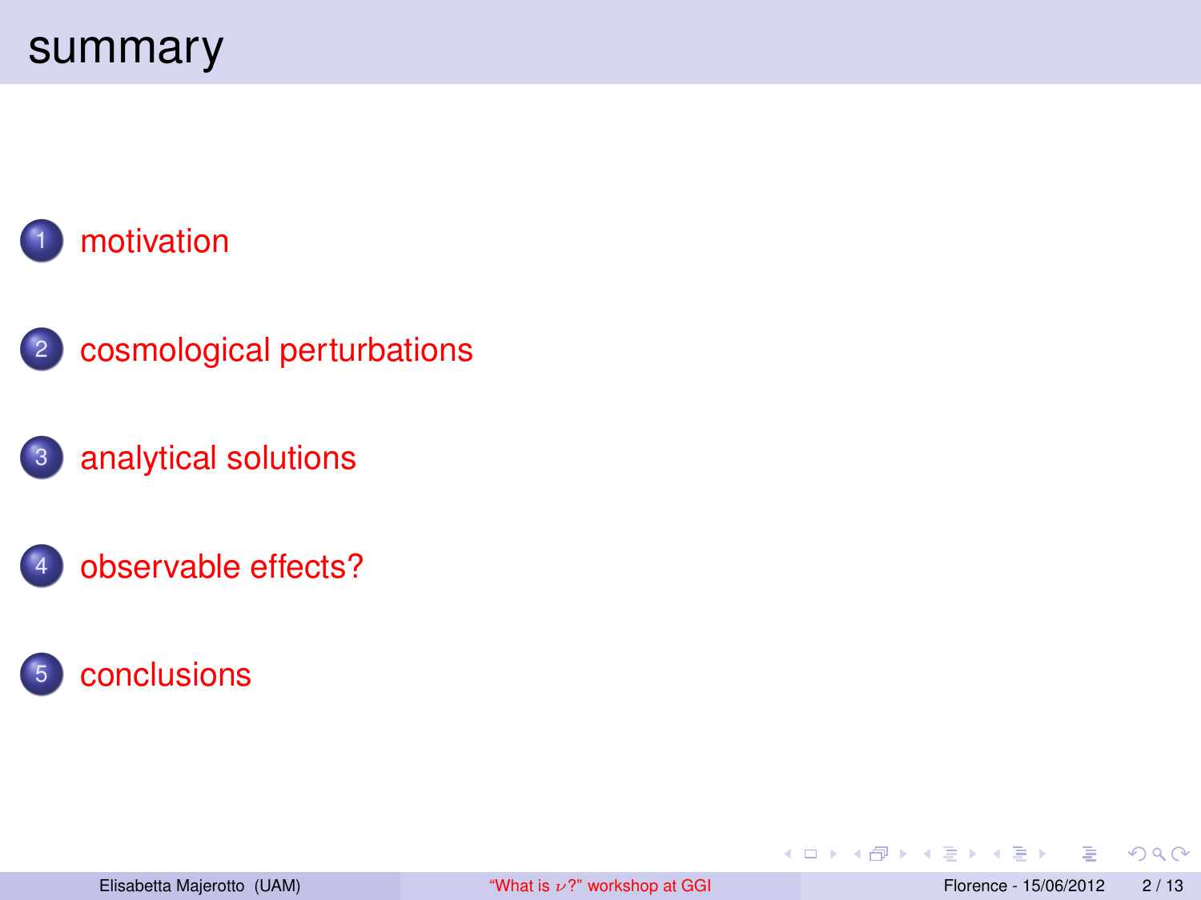# summary

1. motivation
2. cosmological perturbations
3. analytical solutions
4. observable effects?
5. conclusions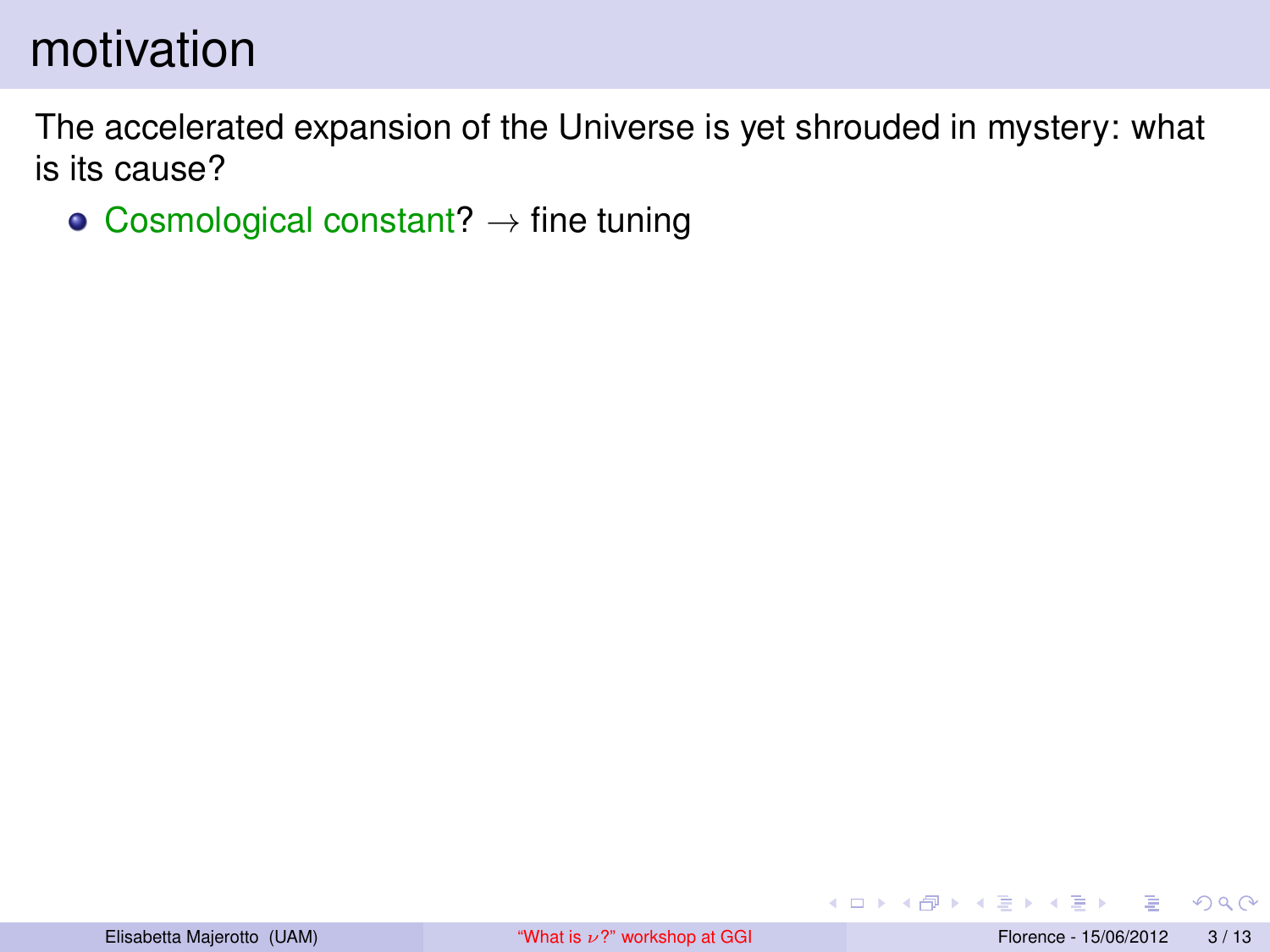# motivation

The accelerated expansion of the Universe is yet shrouded in mystery: what is its cause?

- Cosmological constant? $\rightarrow$ fine tuning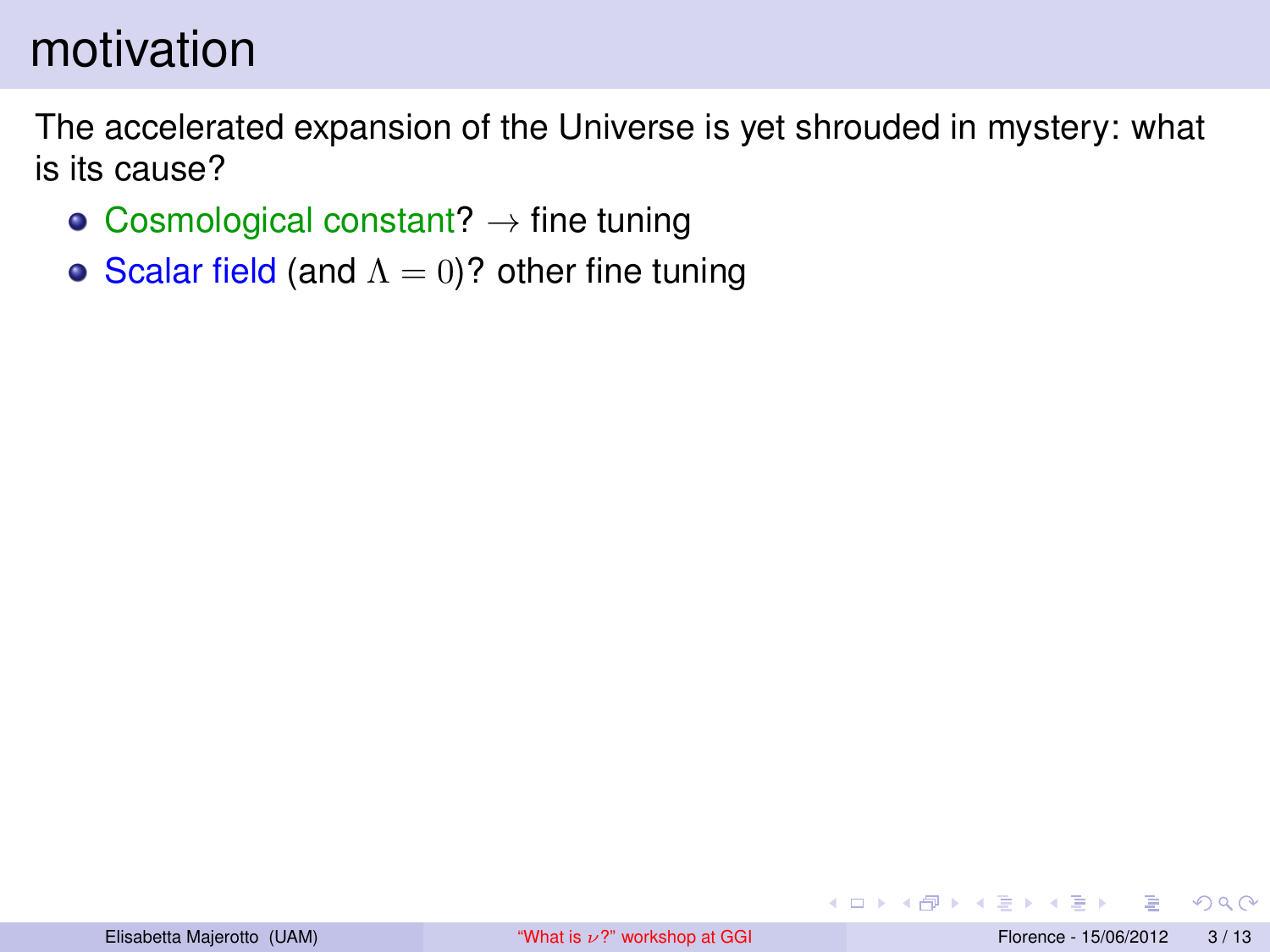# motivation

The accelerated expansion of the Universe is yet shrouded in mystery: what is its cause?

- Cosmological constant? $\rightarrow$ fine tuning
- Scalar field (and $\Lambda = 0$)? other fine tuning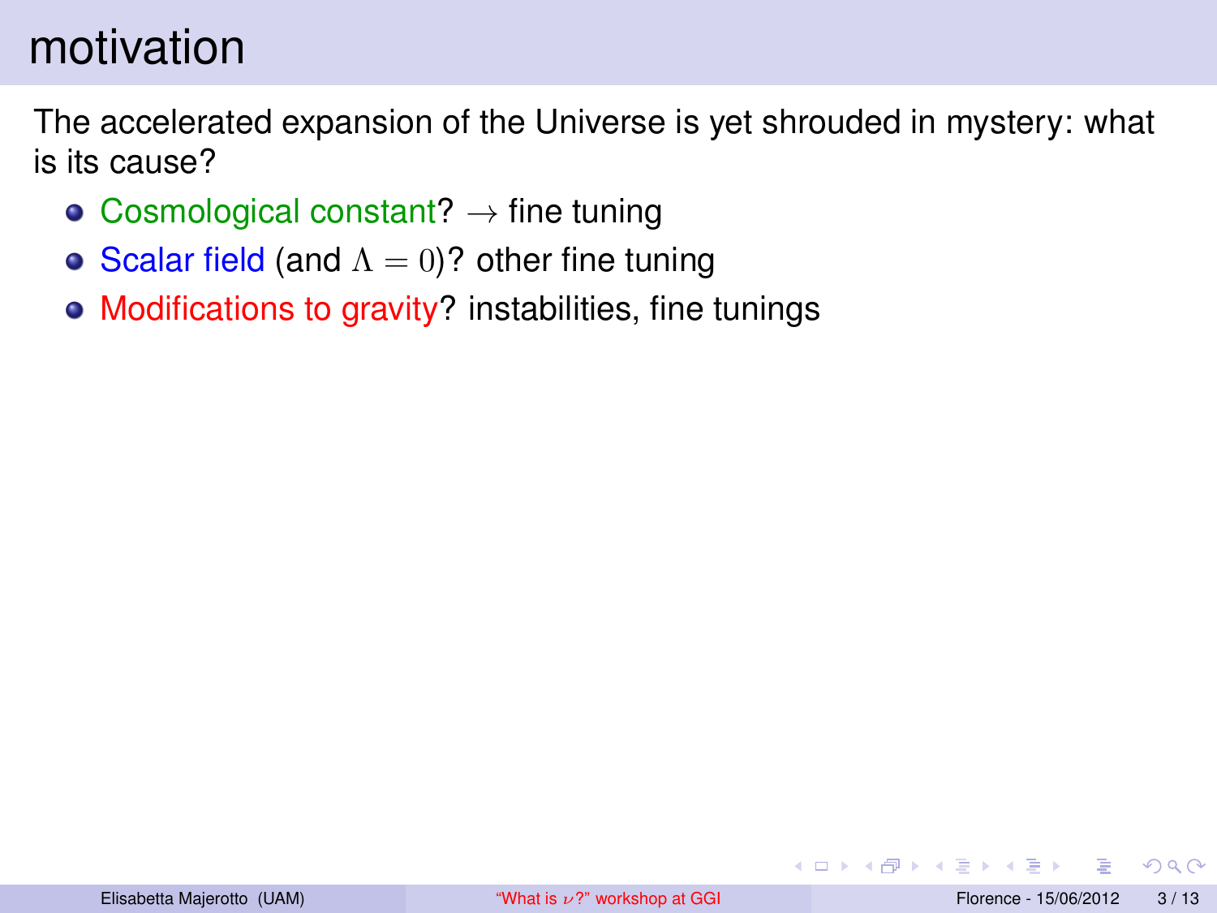# motivation

The accelerated expansion of the Universe is yet shrouded in mystery: what is its cause?

- Cosmological constant? $\rightarrow$ fine tuning
- Scalar field (and $\Lambda = 0$)? other fine tuning
- Modifications to gravity? instabilities, fine tunings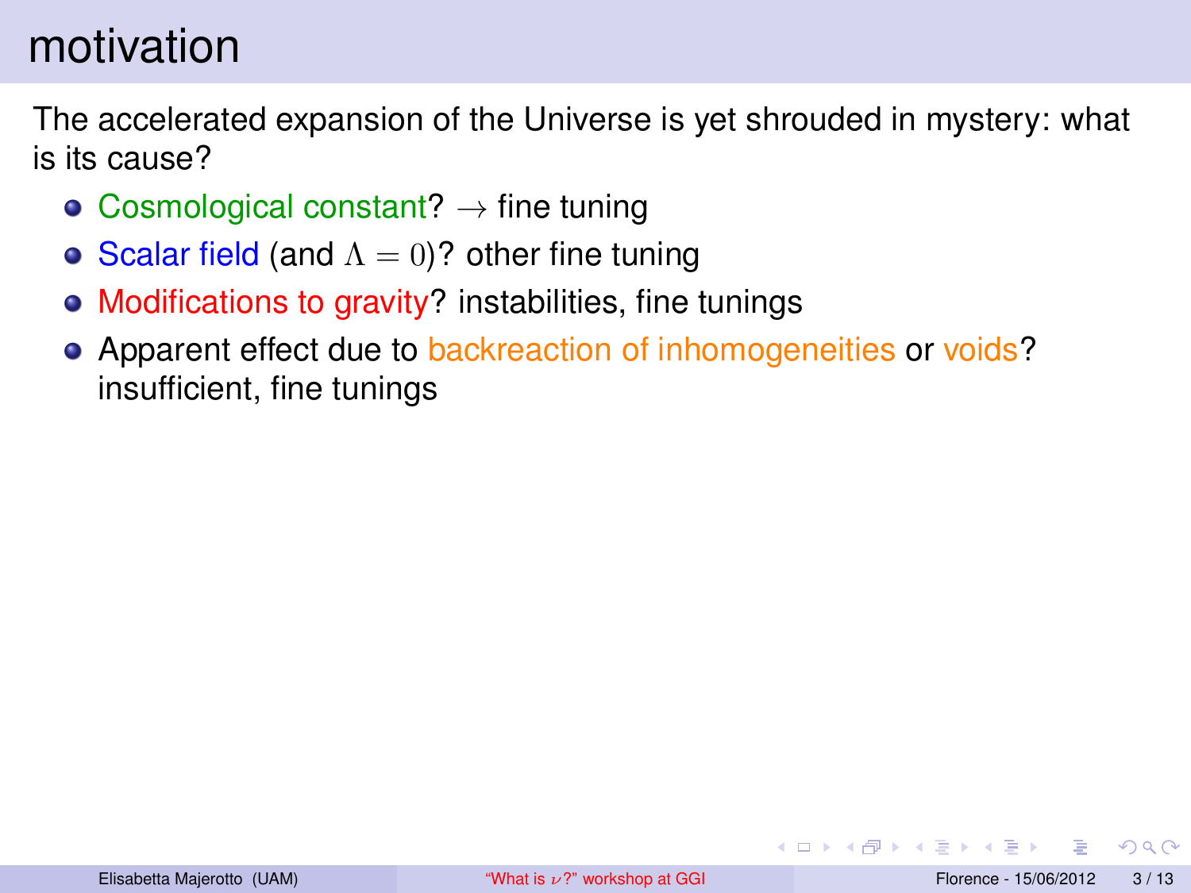# motivation

The accelerated expansion of the Universe is yet shrouded in mystery: what is its cause?

- Cosmological constant? $\rightarrow$ fine tuning
- Scalar field (and $\Lambda = 0$)? other fine tuning
- Modifications to gravity? instabilities, fine tunings
- Apparent effect due to backreaction of inhomogeneities or voids? insufficient, fine tunings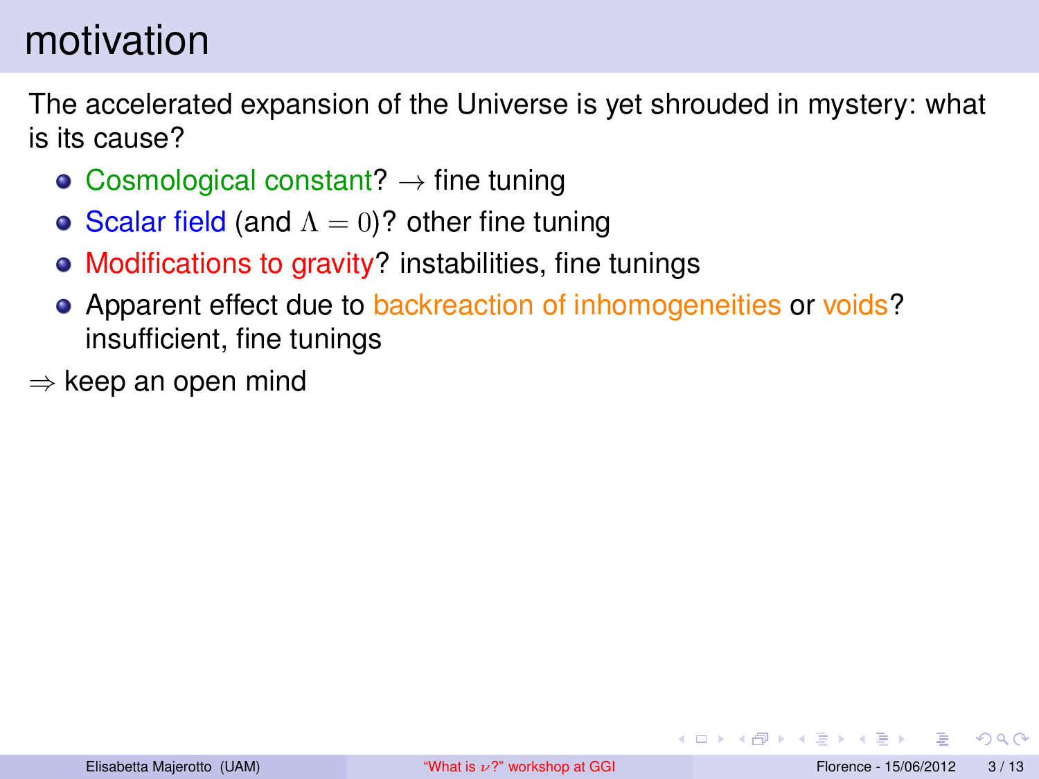# motivation

The accelerated expansion of the Universe is yet shrouded in mystery: what is its cause?

- Cosmological constant? $\rightarrow$ fine tuning
- Scalar field (and $\Lambda = 0$)? other fine tuning
- Modifications to gravity? instabilities, fine tunings
- Apparent effect due to backreaction of inhomogeneities or voids? insufficient, fine tunings

$\Rightarrow$ keep an open mind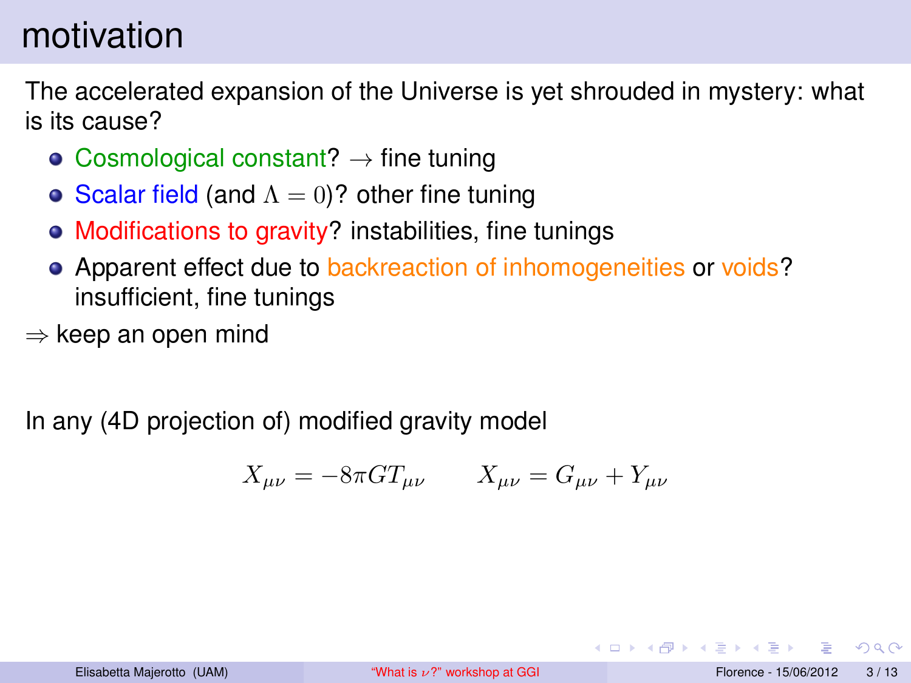# motivation

The accelerated expansion of the Universe is yet shrouded in mystery: what is its cause?

- Cosmological constant? $\rightarrow$ fine tuning
- Scalar field (and $\Lambda = 0$)? other fine tuning
- Modifications to gravity? instabilities, fine tunings
- Apparent effect due to backreaction of inhomogeneities or voids? insufficient, fine tunings

$\Rightarrow$ keep an open mind

In any (4D projection of) modified gravity model

$$X_{\mu\nu} = -8\pi G T_{\mu\nu} \qquad X_{\mu\nu} = G_{\mu\nu} + Y_{\mu\nu}$$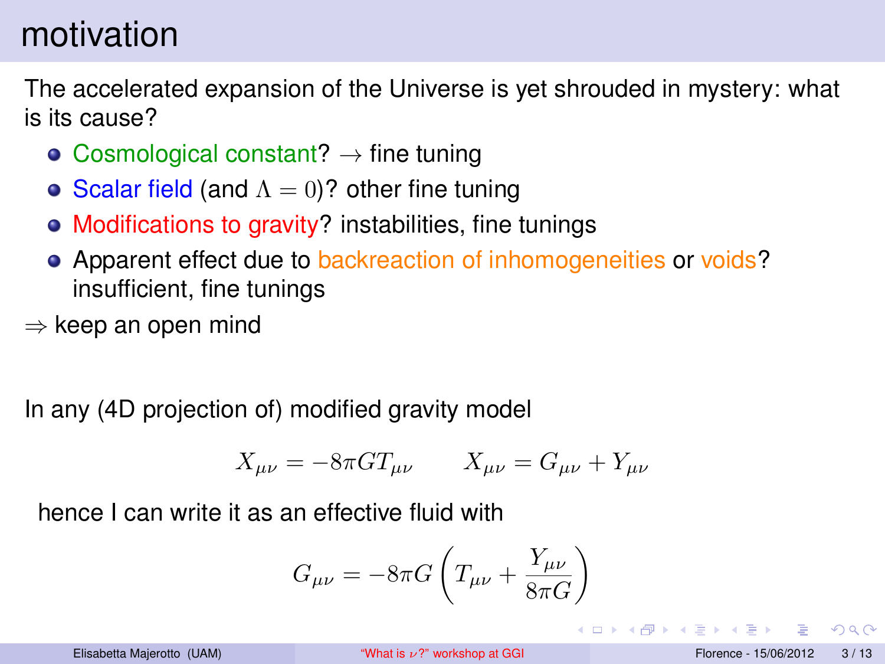# motivation

The accelerated expansion of the Universe is yet shrouded in mystery: what is its cause?

- Cosmological constant? $\rightarrow$ fine tuning
- Scalar field (and $\Lambda = 0$)? other fine tuning
- Modifications to gravity? instabilities, fine tunings
- Apparent effect due to backreaction of inhomogeneities or voids? insufficient, fine tunings

$\Rightarrow$ keep an open mind

In any (4D projection of) modified gravity model

$$X_{\mu\nu} = -8\pi G T_{\mu\nu} \qquad X_{\mu\nu} = G_{\mu\nu} + Y_{\mu\nu}$$

hence I can write it as an effective fluid with

$$G_{\mu\nu} = -8\pi G \left( T_{\mu\nu} + \frac{Y_{\mu\nu}}{8\pi G} \right)$$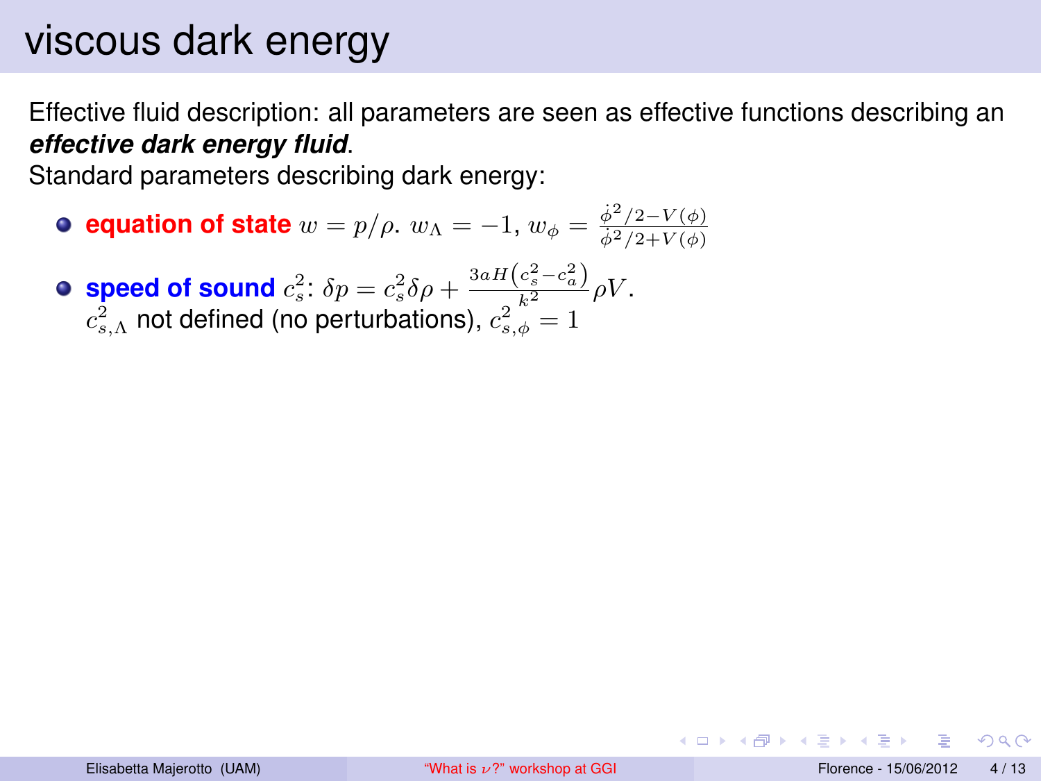# viscous dark energy

Effective fluid description: all parameters are seen as effective functions describing an ***effective dark energy fluid***.

Standard parameters describing dark energy:

- **equation of state** $w = p/\rho$. $w_\Lambda = -1$, $w_\phi = \frac{\dot{\phi}^2/2 - V(\phi)}{\dot{\phi}^2/2 + V(\phi)}$
- **speed of sound** $c_s^2$: $\delta p = c_s^2 \delta\rho + \frac{3aH\left(c_s^2 - c_a^2\right)}{k^2}\rho V$.
  $c_{s,\Lambda}^2$ not defined (no perturbations), $c_{s,\phi}^2 = 1$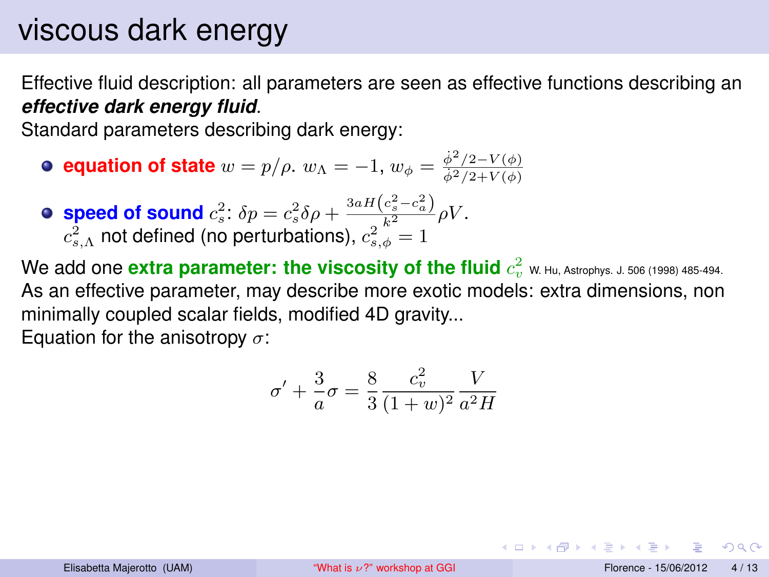# viscous dark energy

Effective fluid description: all parameters are seen as effective functions describing an ***effective dark energy fluid***.

Standard parameters describing dark energy:

- **equation of state** $w = p/\rho$. $w_\Lambda = -1$, $w_\phi = \frac{\dot{\phi}^2/2 - V(\phi)}{\dot{\phi}^2/2 + V(\phi)}$
- **speed of sound** $c_s^2$: $\delta p = c_s^2 \delta\rho + \frac{3aH\left(c_s^2 - c_a^2\right)}{k^2}\rho V$. $c_{s,\Lambda}^2$ not defined (no perturbations), $c_{s,\phi}^2 = 1$

We add one **extra parameter: the viscosity of the fluid** $c_v^2$ W. Hu, Astrophys. J. 506 (1998) 485-494.

As an effective parameter, may describe more exotic models: extra dimensions, non minimally coupled scalar fields, modified 4D gravity...

Equation for the anisotropy $\sigma$:

$$\sigma' + \frac{3}{a}\sigma = \frac{8}{3}\frac{c_v^2}{(1+w)^2}\frac{V}{a^2 H}$$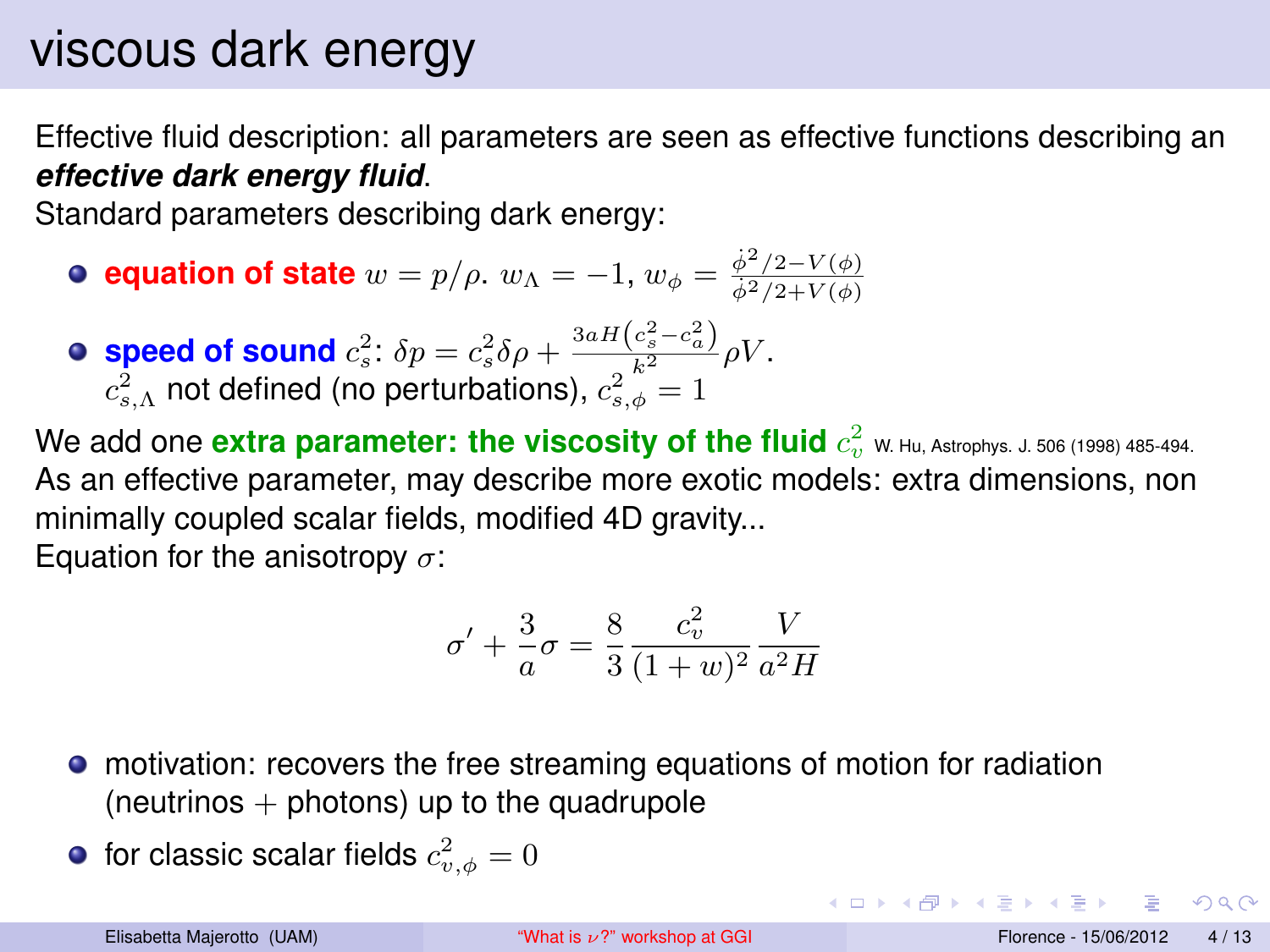# viscous dark energy

Effective fluid description: all parameters are seen as effective functions describing an ***effective dark energy fluid***.

Standard parameters describing dark energy:

- **equation of state** $w = p/\rho$. $w_\Lambda = -1$, $w_\phi = \frac{\dot{\phi}^2/2 - V(\phi)}{\dot{\phi}^2/2 + V(\phi)}$
- **speed of sound** $c_s^2$: $\delta p = c_s^2 \delta\rho + \frac{3aH\left(c_s^2 - c_a^2\right)}{k^2}\rho V$.
  $c_{s,\Lambda}^2$ not defined (no perturbations), $c_{s,\phi}^2 = 1$

We add one **extra parameter: the viscosity of the fluid** $c_v^2$ W. Hu, Astrophys. J. 506 (1998) 485-494.

As an effective parameter, may describe more exotic models: extra dimensions, non minimally coupled scalar fields, modified 4D gravity...

Equation for the anisotropy $\sigma$:

$$\sigma' + \frac{3}{a}\sigma = \frac{8}{3}\frac{c_v^2}{(1+w)^2}\frac{V}{a^2 H}$$

- motivation: recovers the free streaming equations of motion for radiation (neutrinos + photons) up to the quadrupole
- for classic scalar fields $c_{v,\phi}^2 = 0$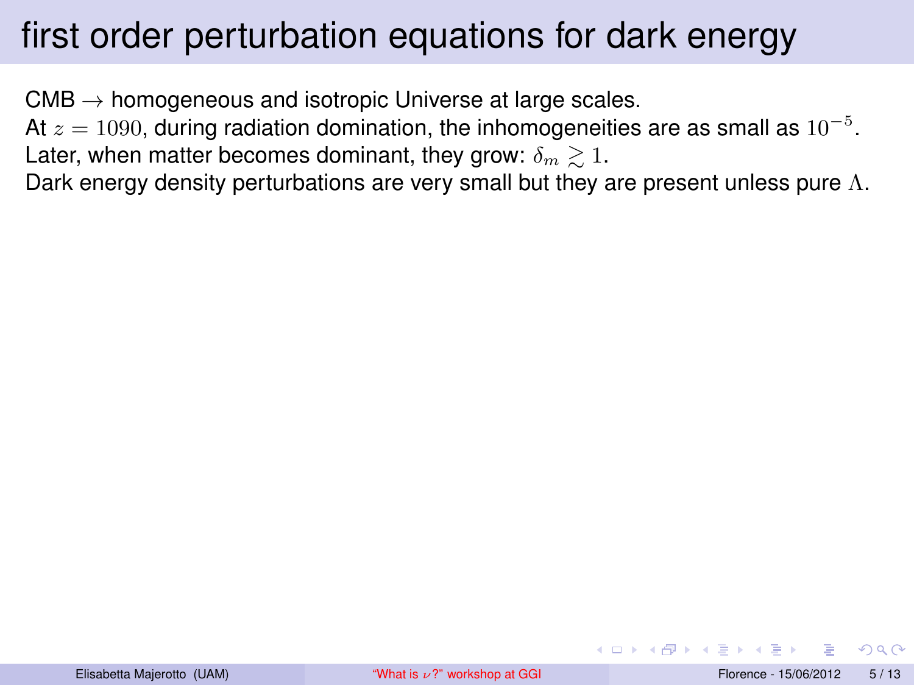# first order perturbation equations for dark energy

CMB $\rightarrow$ homogeneous and isotropic Universe at large scales.
At $z = 1090$, during radiation domination, the inhomogeneities are as small as $10^{-5}$.
Later, when matter becomes dominant, they grow: $\delta_m \gtrsim 1$.
Dark energy density perturbations are very small but they are present unless pure $\Lambda$.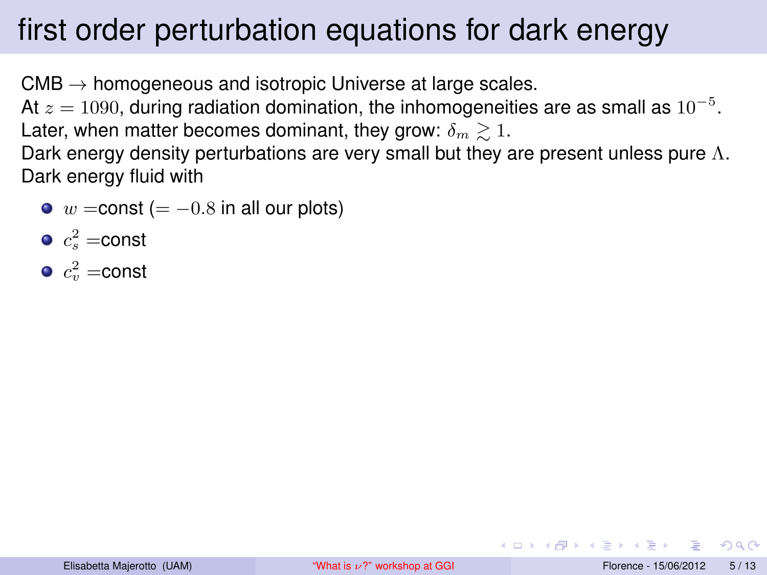# first order perturbation equations for dark energy

CMB $\rightarrow$ homogeneous and isotropic Universe at large scales.
At $z = 1090$, during radiation domination, the inhomogeneities are as small as $10^{-5}$.
Later, when matter becomes dominant, they grow: $\delta_m \gtrsim 1$.
Dark energy density perturbations are very small but they are present unless pure $\Lambda$.
Dark energy fluid with

- $w =$const ($= -0.8$ in all our plots)
- $c_s^2 =$const
- $c_v^2 =$const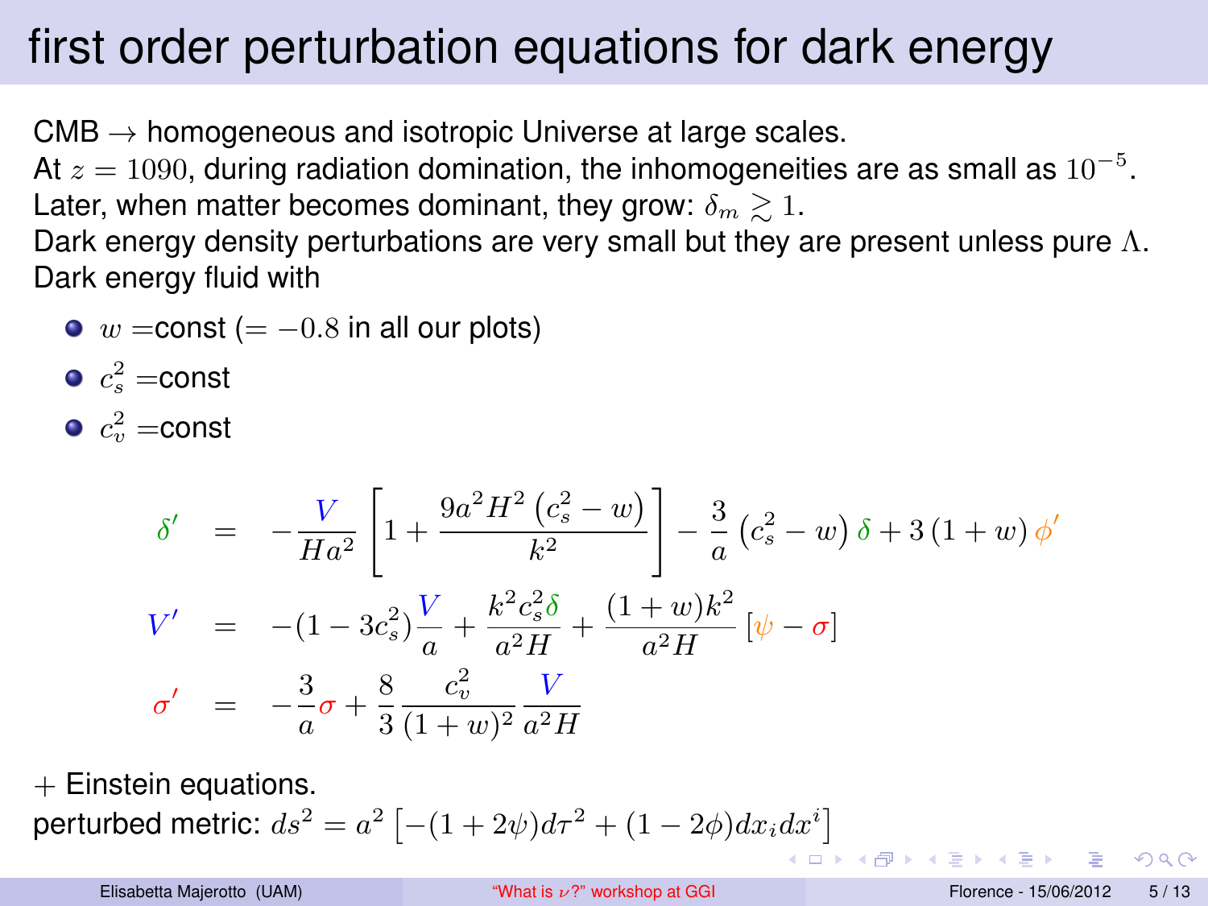# first order perturbation equations for dark energy

CMB $\rightarrow$ homogeneous and isotropic Universe at large scales.
At $z = 1090$, during radiation domination, the inhomogeneities are as small as $10^{-5}$.
Later, when matter becomes dominant, they grow: $\delta_m \gtrsim 1$.
Dark energy density perturbations are very small but they are present unless pure $\Lambda$.
Dark energy fluid with

- $w$ =const ($= -0.8$ in all our plots)
- $c_s^2$ =const
- $c_v^2$ =const

$$
\begin{aligned}
\delta' &= -\frac{V}{Ha^2}\left[1 + \frac{9a^2H^2\left(c_s^2 - w\right)}{k^2}\right] - \frac{3}{a}\left(c_s^2 - w\right)\delta + 3\left(1 + w\right)\phi' \\
V' &= -(1 - 3c_s^2)\frac{V}{a} + \frac{k^2c_s^2\delta}{a^2H} + \frac{(1+w)k^2}{a^2H}\left[\psi - \sigma\right] \\
\sigma' &= -\frac{3}{a}\sigma + \frac{8}{3}\frac{c_v^2}{(1+w)^2}\frac{V}{a^2H}
\end{aligned}
$$

+ Einstein equations.
perturbed metric: $ds^2 = a^2\left[-(1+2\psi)d\tau^2 + (1-2\phi)dx_i dx^i\right]$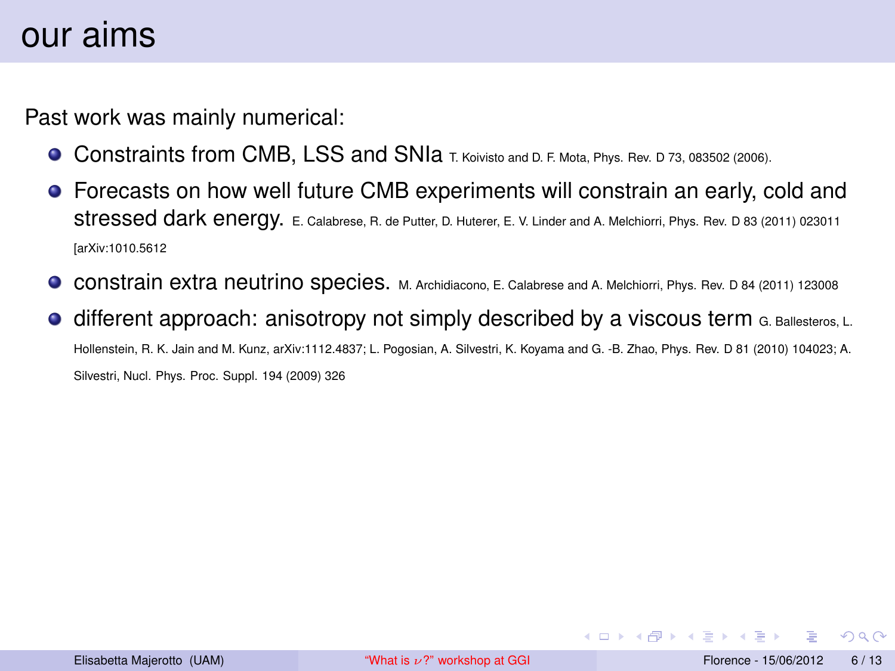# our aims

Past work was mainly numerical:

- Constraints from CMB, LSS and SNIa T. Koivisto and D. F. Mota, Phys. Rev. D 73, 083502 (2006).
- Forecasts on how well future CMB experiments will constrain an early, cold and stressed dark energy. E. Calabrese, R. de Putter, D. Huterer, E. V. Linder and A. Melchiorri, Phys. Rev. D 83 (2011) 023011 [arXiv:1010.5612
- constrain extra neutrino species. M. Archidiacono, E. Calabrese and A. Melchiorri, Phys. Rev. D 84 (2011) 123008
- different approach: anisotropy not simply described by a viscous term G. Ballesteros, L. Hollenstein, R. K. Jain and M. Kunz, arXiv:1112.4837; L. Pogosian, A. Silvestri, K. Koyama and G. -B. Zhao, Phys. Rev. D 81 (2010) 104023; A. Silvestri, Nucl. Phys. Proc. Suppl. 194 (2009) 326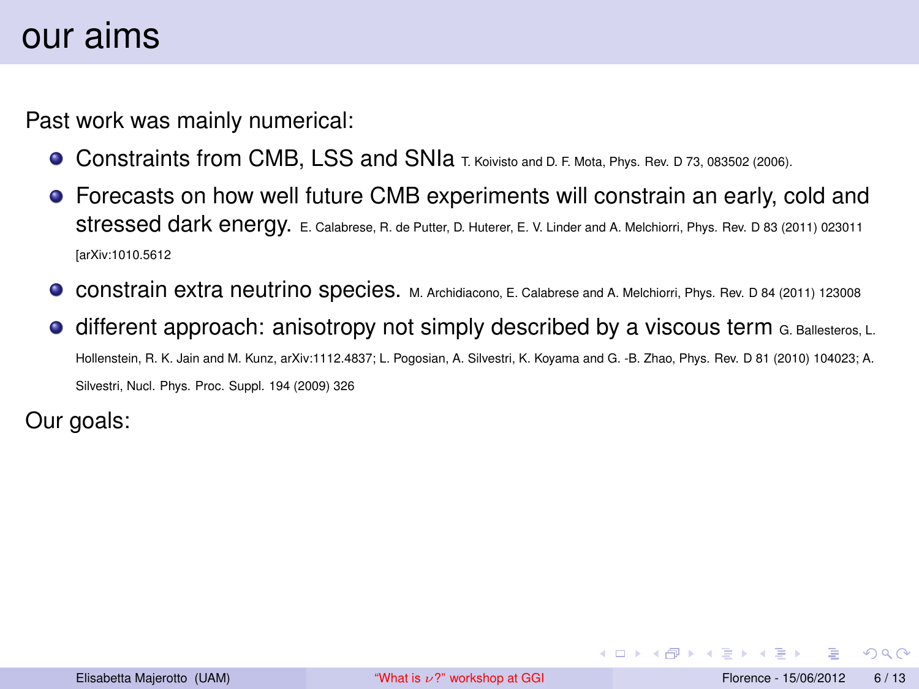# our aims

Past work was mainly numerical:

- Constraints from CMB, LSS and SNIa T. Koivisto and D. F. Mota, Phys. Rev. D 73, 083502 (2006).
- Forecasts on how well future CMB experiments will constrain an early, cold and stressed dark energy. E. Calabrese, R. de Putter, D. Huterer, E. V. Linder and A. Melchiorri, Phys. Rev. D 83 (2011) 023011 [arXiv:1010.5612
- constrain extra neutrino species. M. Archidiacono, E. Calabrese and A. Melchiorri, Phys. Rev. D 84 (2011) 123008
- different approach: anisotropy not simply described by a viscous term G. Ballesteros, L. Hollenstein, R. K. Jain and M. Kunz, arXiv:1112.4837; L. Pogosian, A. Silvestri, K. Koyama and G. -B. Zhao, Phys. Rev. D 81 (2010) 104023; A. Silvestri, Nucl. Phys. Proc. Suppl. 194 (2009) 326

Our goals: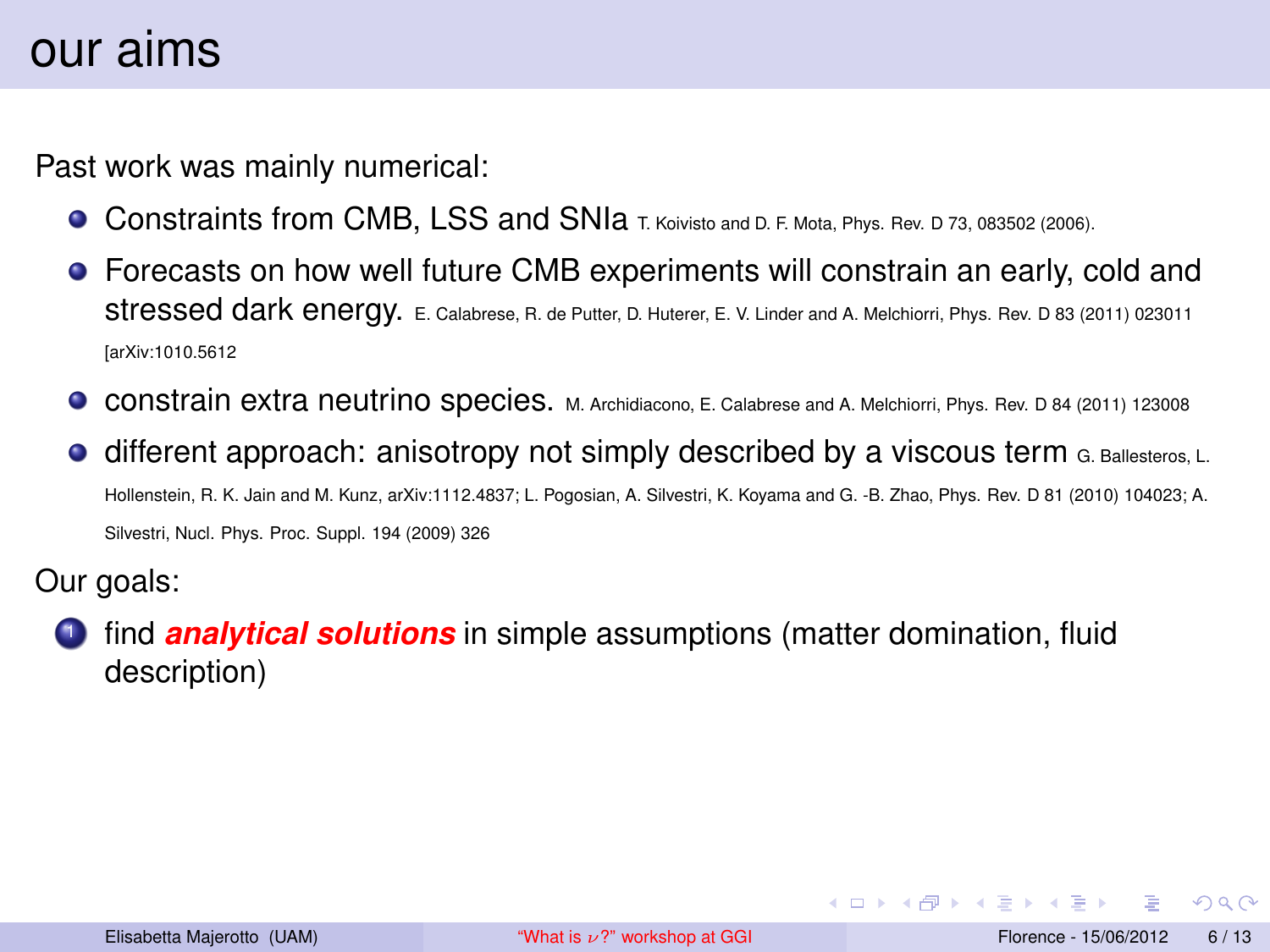# our aims

Past work was mainly numerical:

- Constraints from CMB, LSS and SNIa T. Koivisto and D. F. Mota, Phys. Rev. D 73, 083502 (2006).
- Forecasts on how well future CMB experiments will constrain an early, cold and stressed dark energy. E. Calabrese, R. de Putter, D. Huterer, E. V. Linder and A. Melchiorri, Phys. Rev. D 83 (2011) 023011 [arXiv:1010.5612
- constrain extra neutrino species. M. Archidiacono, E. Calabrese and A. Melchiorri, Phys. Rev. D 84 (2011) 123008
- different approach: anisotropy not simply described by a viscous term G. Ballesteros, L. Hollenstein, R. K. Jain and M. Kunz, arXiv:1112.4837; L. Pogosian, A. Silvestri, K. Koyama and G. -B. Zhao, Phys. Rev. D 81 (2010) 104023; A. Silvestri, Nucl. Phys. Proc. Suppl. 194 (2009) 326

Our goals:

1. find ***analytical solutions*** in simple assumptions (matter domination, fluid description)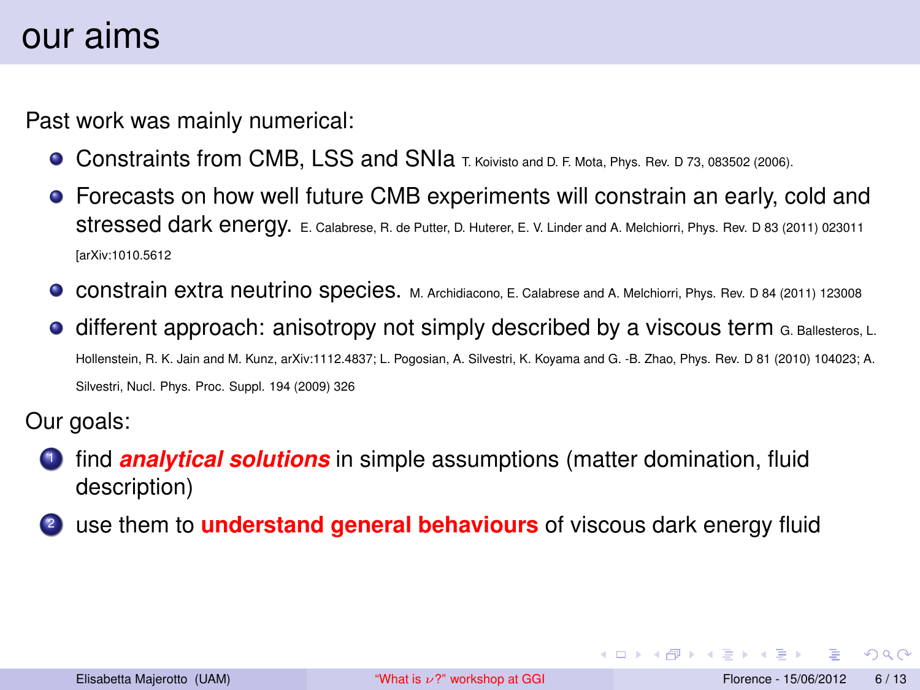# our aims

Past work was mainly numerical:

- Constraints from CMB, LSS and SNIa T. Koivisto and D. F. Mota, Phys. Rev. D 73, 083502 (2006).
- Forecasts on how well future CMB experiments will constrain an early, cold and stressed dark energy. E. Calabrese, R. de Putter, D. Huterer, E. V. Linder and A. Melchiorri, Phys. Rev. D 83 (2011) 023011 [arXiv:1010.5612
- constrain extra neutrino species. M. Archidiacono, E. Calabrese and A. Melchiorri, Phys. Rev. D 84 (2011) 123008
- different approach: anisotropy not simply described by a viscous term G. Ballesteros, L. Hollenstein, R. K. Jain and M. Kunz, arXiv:1112.4837; L. Pogosian, A. Silvestri, K. Koyama and G. -B. Zhao, Phys. Rev. D 81 (2010) 104023; A. Silvestri, Nucl. Phys. Proc. Suppl. 194 (2009) 326

Our goals:

1. find ***analytical solutions*** in simple assumptions (matter domination, fluid description)
2. use them to **understand general behaviours** of viscous dark energy fluid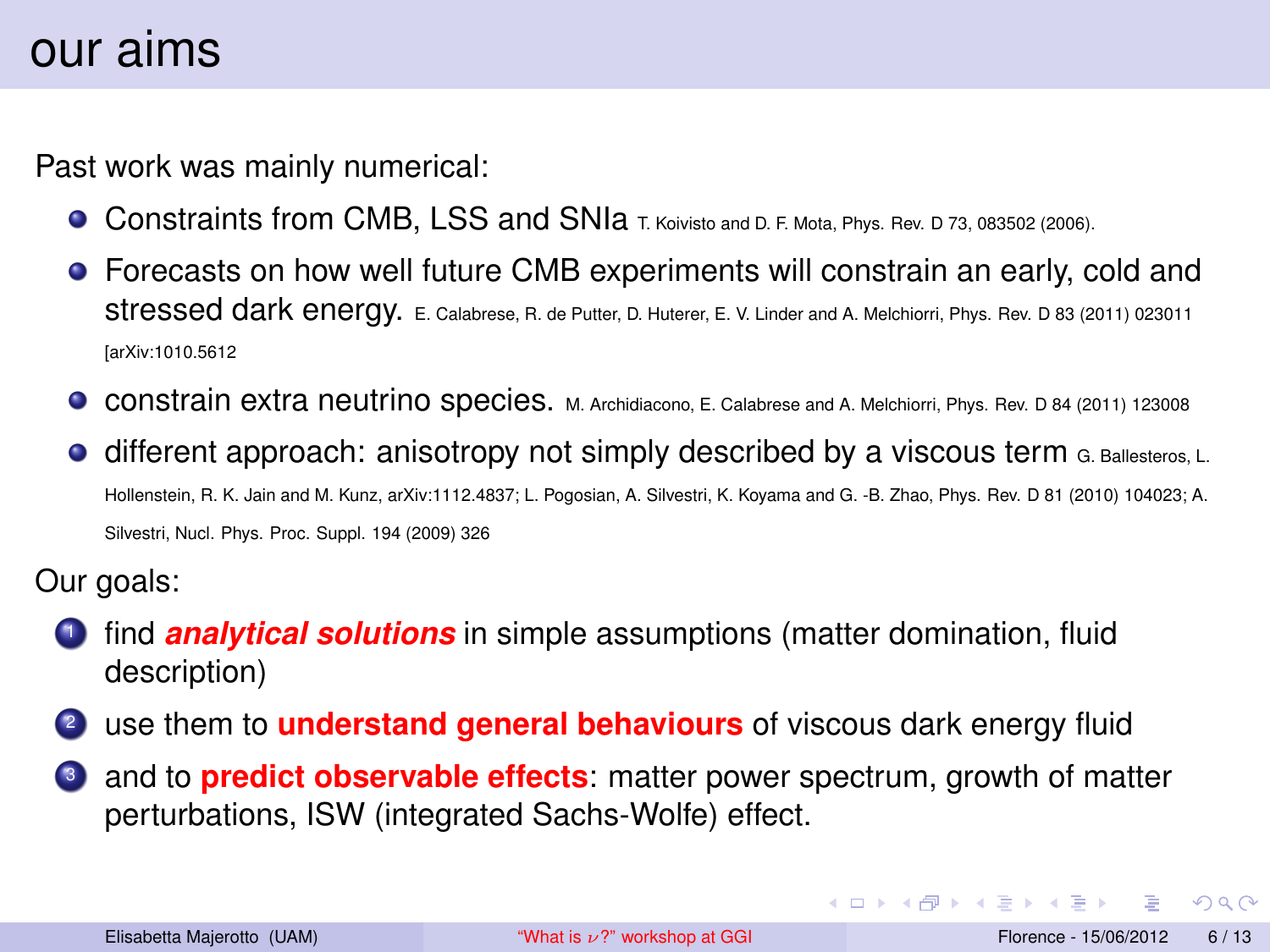# our aims

Past work was mainly numerical:

- Constraints from CMB, LSS and SNIa T. Koivisto and D. F. Mota, Phys. Rev. D 73, 083502 (2006).
- Forecasts on how well future CMB experiments will constrain an early, cold and stressed dark energy. E. Calabrese, R. de Putter, D. Huterer, E. V. Linder and A. Melchiorri, Phys. Rev. D 83 (2011) 023011 [arXiv:1010.5612
- constrain extra neutrino species. M. Archidiacono, E. Calabrese and A. Melchiorri, Phys. Rev. D 84 (2011) 123008
- different approach: anisotropy not simply described by a viscous term G. Ballesteros, L. Hollenstein, R. K. Jain and M. Kunz, arXiv:1112.4837; L. Pogosian, A. Silvestri, K. Koyama and G. -B. Zhao, Phys. Rev. D 81 (2010) 104023; A. Silvestri, Nucl. Phys. Proc. Suppl. 194 (2009) 326

Our goals:

1. find ***analytical solutions*** in simple assumptions (matter domination, fluid description)
2. use them to **understand general behaviours** of viscous dark energy fluid
3. and to **predict observable effects**: matter power spectrum, growth of matter perturbations, ISW (integrated Sachs-Wolfe) effect.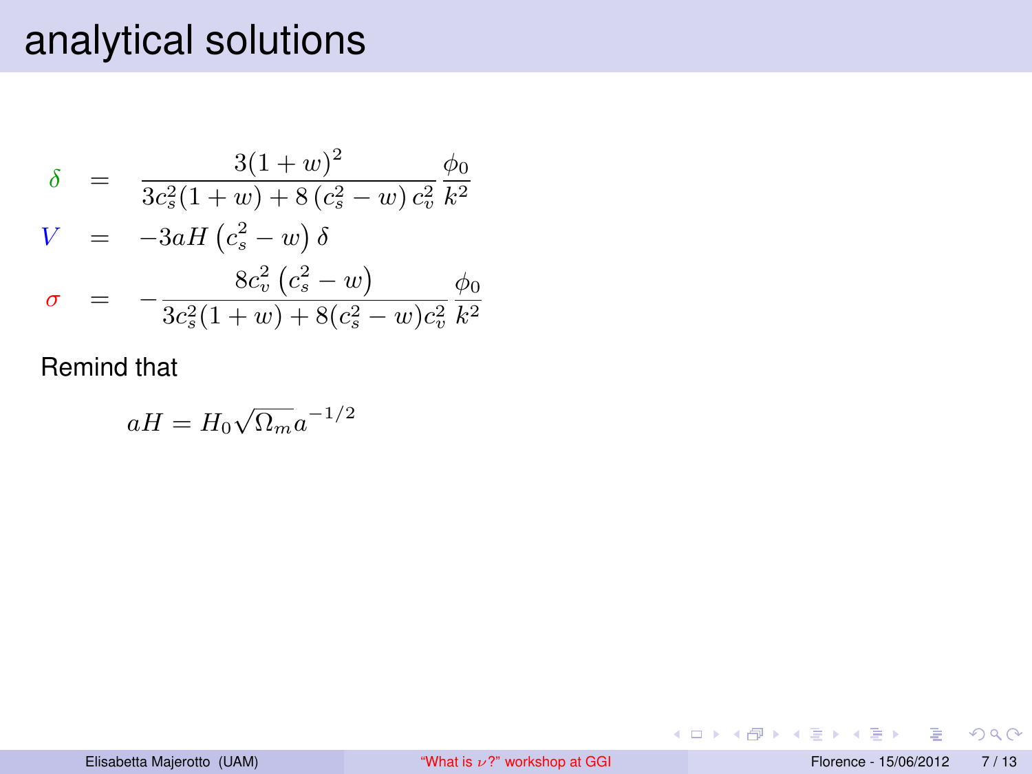# analytical solutions

$$
\begin{aligned}
\delta &= \frac{3(1+w)^2}{3c_s^2(1+w) + 8\left(c_s^2 - w\right)c_v^2}\,\frac{\phi_0}{k^2} \\
V &= -3aH\left(c_s^2 - w\right)\delta \\
\sigma &= -\frac{8c_v^2\left(c_s^2 - w\right)}{3c_s^2(1+w) + 8(c_s^2 - w)c_v^2}\,\frac{\phi_0}{k^2}
\end{aligned}
$$

Remind that

$$
aH = H_0\sqrt{\Omega_m}a^{-1/2}
$$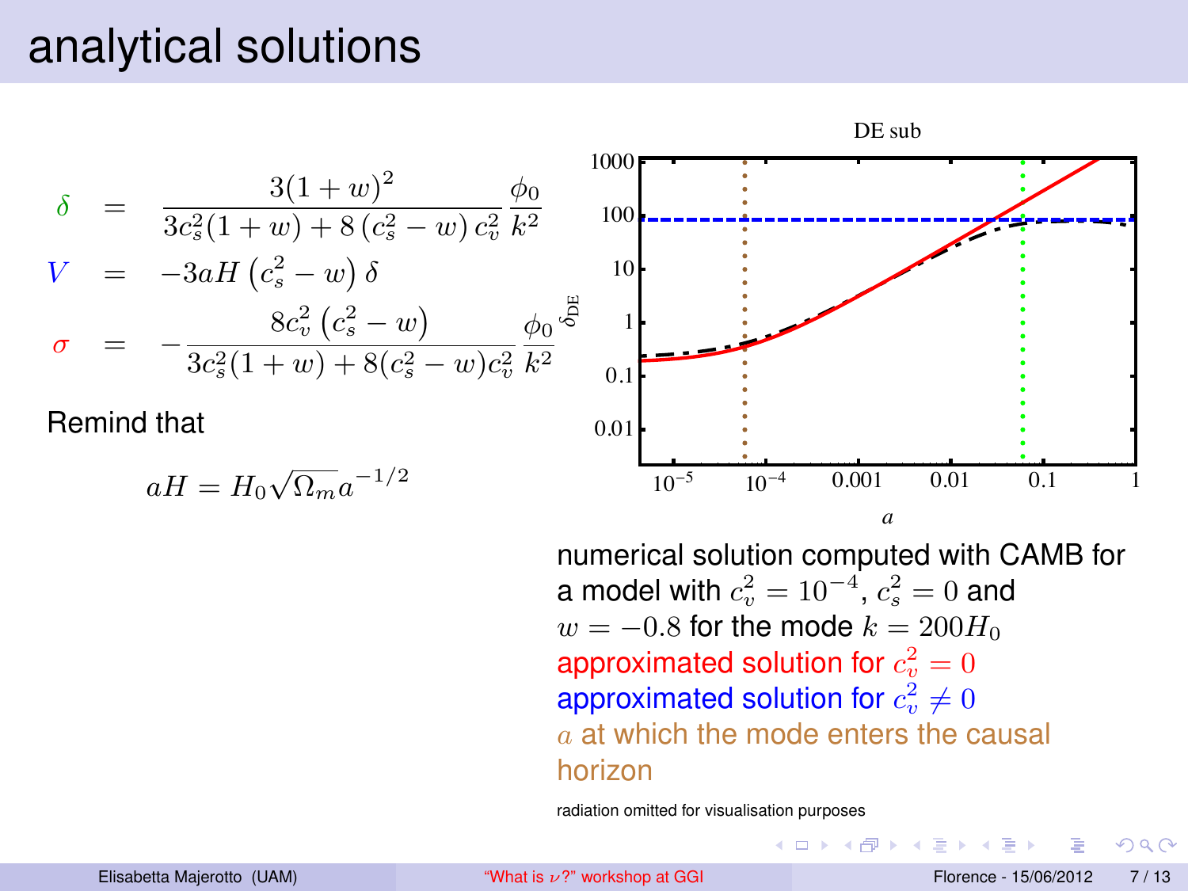# analytical solutions

$$
\begin{aligned}
\delta &= \frac{3(1+w)^2}{3c_s^2(1+w)+8\left(c_s^2-w\right)c_v^2}\frac{\phi_0}{k^2} \\
V &= -3aH\left(c_s^2-w\right)\delta \\
\sigma &= -\frac{8c_v^2\left(c_s^2-w\right)}{3c_s^2(1+w)+8(c_s^2-w)c_v^2}\frac{\phi_0}{k^2}
\end{aligned}
$$

Remind that

$$
aH = H_0\sqrt{\Omega_m}a^{-1/2}
$$

numerical solution computed with CAMB for a model with $c_v^2 = 10^{-4}$, $c_s^2 = 0$ and $w = -0.8$ for the mode $k = 200H_0$

approximated solution for $c_v^2 = 0$

approximated solution for $c_v^2 \neq 0$

$a$ at which the mode enters the causal horizon

radiation omitted for visualisation purposes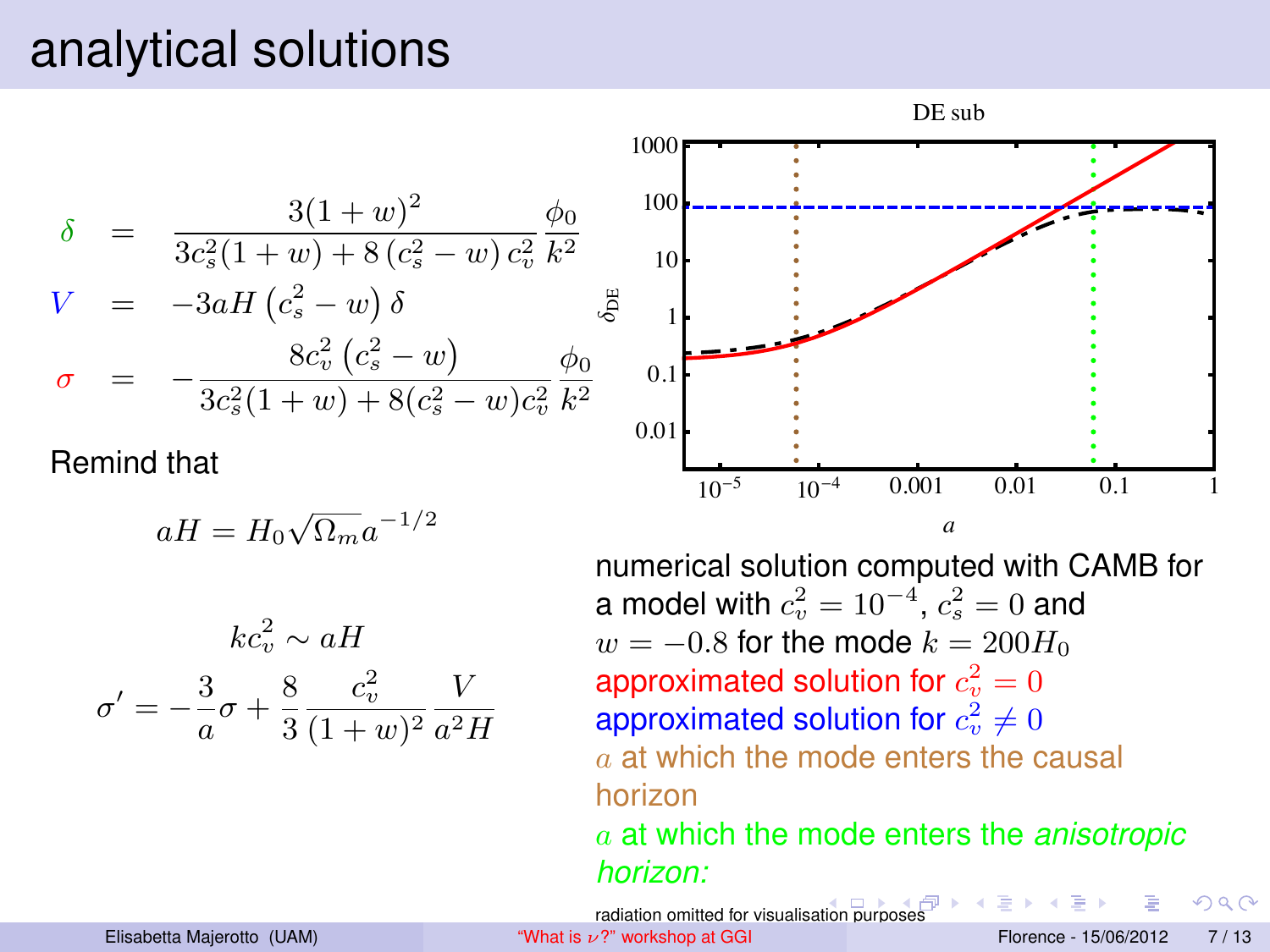# analytical solutions

$$
\begin{aligned}
\delta &= \frac{3(1+w)^2}{3c_s^2(1+w)+8\left(c_s^2-w\right)c_v^2}\frac{\phi_0}{k^2} \\
V &= -3aH\left(c_s^2-w\right)\delta \\
\sigma &= -\frac{8c_v^2\left(c_s^2-w\right)}{3c_s^2(1+w)+8(c_s^2-w)c_v^2}\frac{\phi_0}{k^2}
\end{aligned}
$$

Remind that

$$aH = H_0\sqrt{\Omega_m}a^{-1/2}$$

$$kc_v^2 \sim aH$$

$$\sigma' = -\frac{3}{a}\sigma + \frac{8}{3}\frac{c_v^2}{(1+w)^2}\frac{V}{a^2H}$$

DE sub

numerical solution computed with CAMB for a model with $c_v^2 = 10^{-4}$, $c_s^2 = 0$ and $w = -0.8$ for the mode $k = 200H_0$

approximated solution for $c_v^2 = 0$

approximated solution for $c_v^2 \neq 0$

$a$ at which the mode enters the causal horizon

$a$ at which the mode enters the *anisotropic horizon:*

radiation omitted for visualisation purposes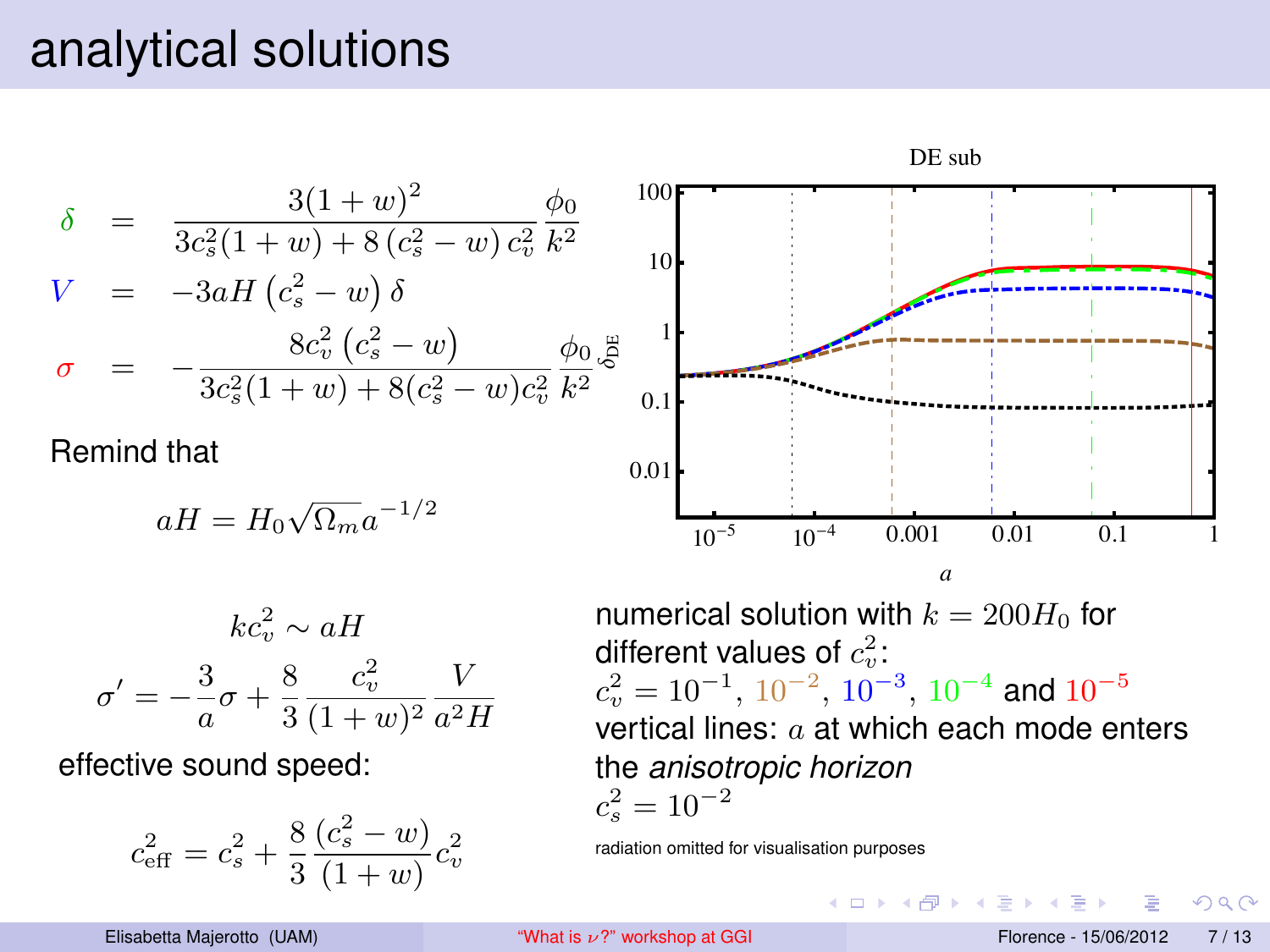# analytical solutions

$$\delta = \frac{3(1+w)^2}{3c_s^2(1+w)+8\left(c_s^2-w\right)c_v^2}\frac{\phi_0}{k^2}$$

$$V = -3aH\left(c_s^2-w\right)\delta$$

$$\sigma = -\frac{8c_v^2\left(c_s^2-w\right)}{3c_s^2(1+w)+8(c_s^2-w)c_v^2}\frac{\phi_0}{k^2}$$

Remind that

$$aH = H_0\sqrt{\Omega_m}a^{-1/2}$$

$$kc_v^2 \sim aH$$

$$\sigma' = -\frac{3}{a}\sigma + \frac{8}{3}\frac{c_v^2}{(1+w)^2}\frac{V}{a^2H}$$

effective sound speed:

$$c_{\rm eff}^2 = c_s^2 + \frac{8}{3}\frac{(c_s^2-w)}{(1+w)}c_v^2$$

DE sub

numerical solution with $k = 200H_0$ for different values of $c_v^2$:
$c_v^2 = 10^{-1}$, $10^{-2}$, $10^{-3}$, $10^{-4}$ and $10^{-5}$
vertical lines: $a$ at which each mode enters the *anisotropic horizon*
$c_s^2 = 10^{-2}$

radiation omitted for visualisation purposes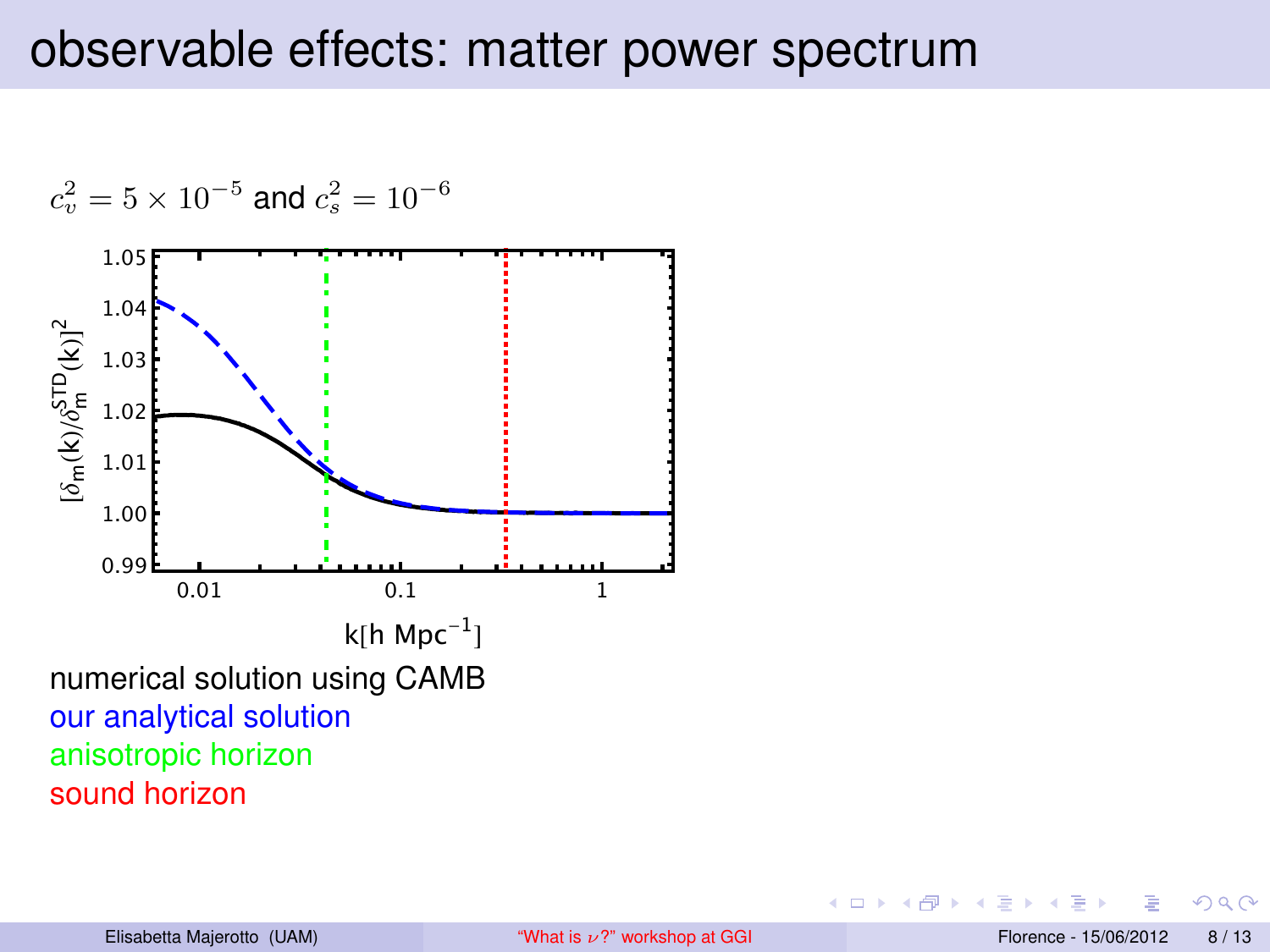# observable effects: matter power spectrum

$c_v^2 = 5 \times 10^{-5}$ and $c_s^2 = 10^{-6}$

numerical solution using CAMB

our analytical solution

anisotropic horizon

sound horizon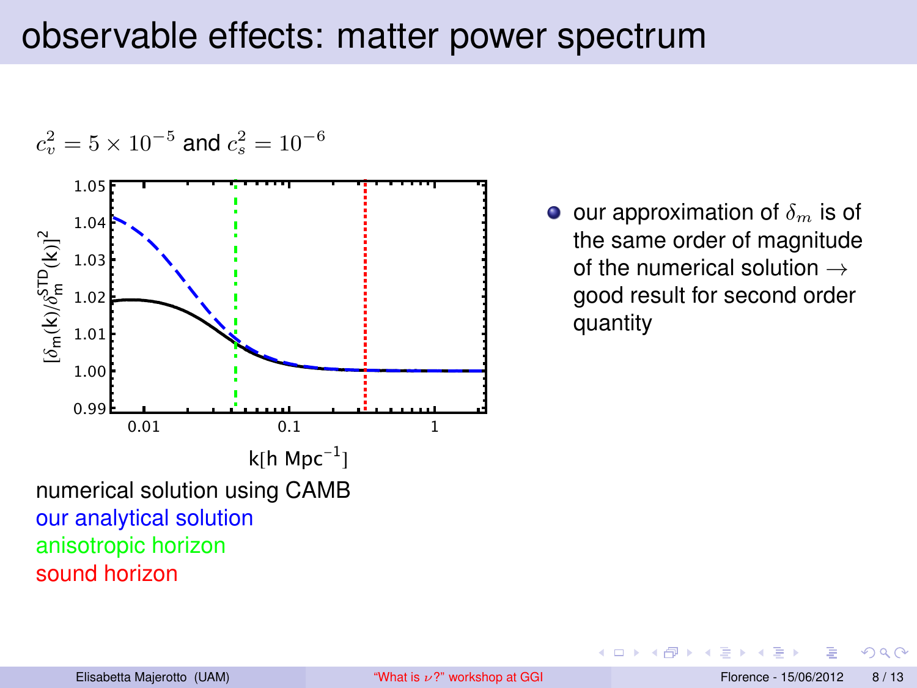# observable effects: matter power spectrum

$c_v^2 = 5 \times 10^{-5}$ and $c_s^2 = 10^{-6}$

numerical solution using CAMB

our analytical solution

anisotropic horizon

sound horizon

- our approximation of $\delta_m$ is of the same order of magnitude of the numerical solution $\rightarrow$ good result for second order quantity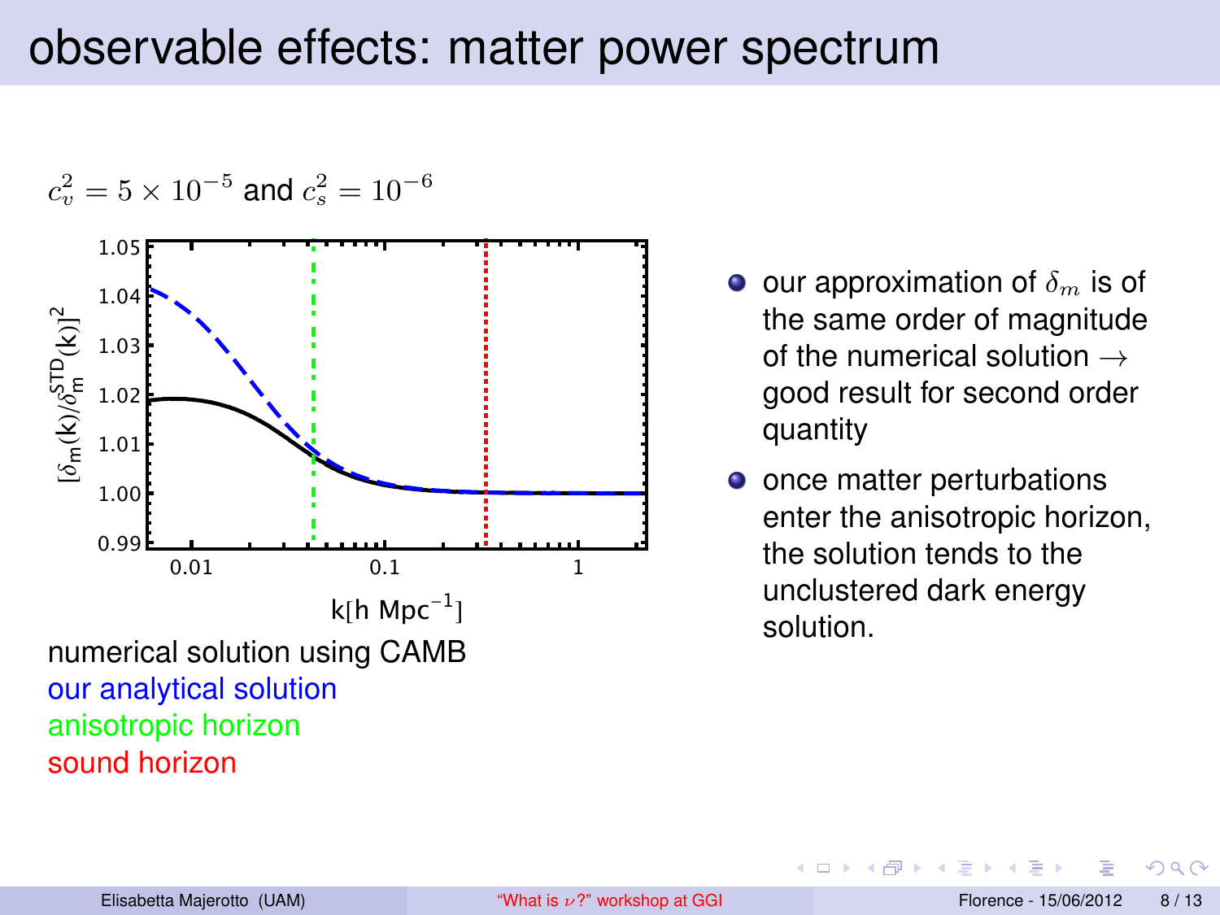# observable effects: matter power spectrum

$c_v^2 = 5 \times 10^{-5}$ and $c_s^2 = 10^{-6}$

numerical solution using CAMB
our analytical solution
anisotropic horizon
sound horizon

- our approximation of $\delta_m$ is of the same order of magnitude of the numerical solution $\rightarrow$ good result for second order quantity
- once matter perturbations enter the anisotropic horizon, the solution tends to the unclustered dark energy solution.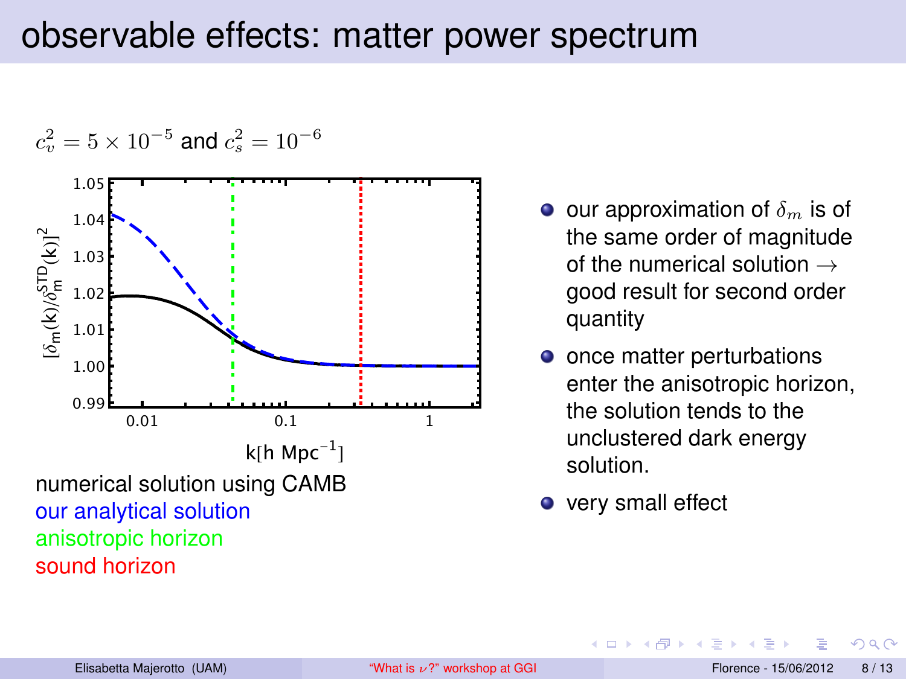# observable effects: matter power spectrum

$c_v^2 = 5 \times 10^{-5}$ and $c_s^2 = 10^{-6}$

numerical solution using CAMB
our analytical solution
anisotropic horizon
sound horizon

- our approximation of $\delta_m$ is of the same order of magnitude of the numerical solution $\rightarrow$ good result for second order quantity
- once matter perturbations enter the anisotropic horizon, the solution tends to the unclustered dark energy solution.
- very small effect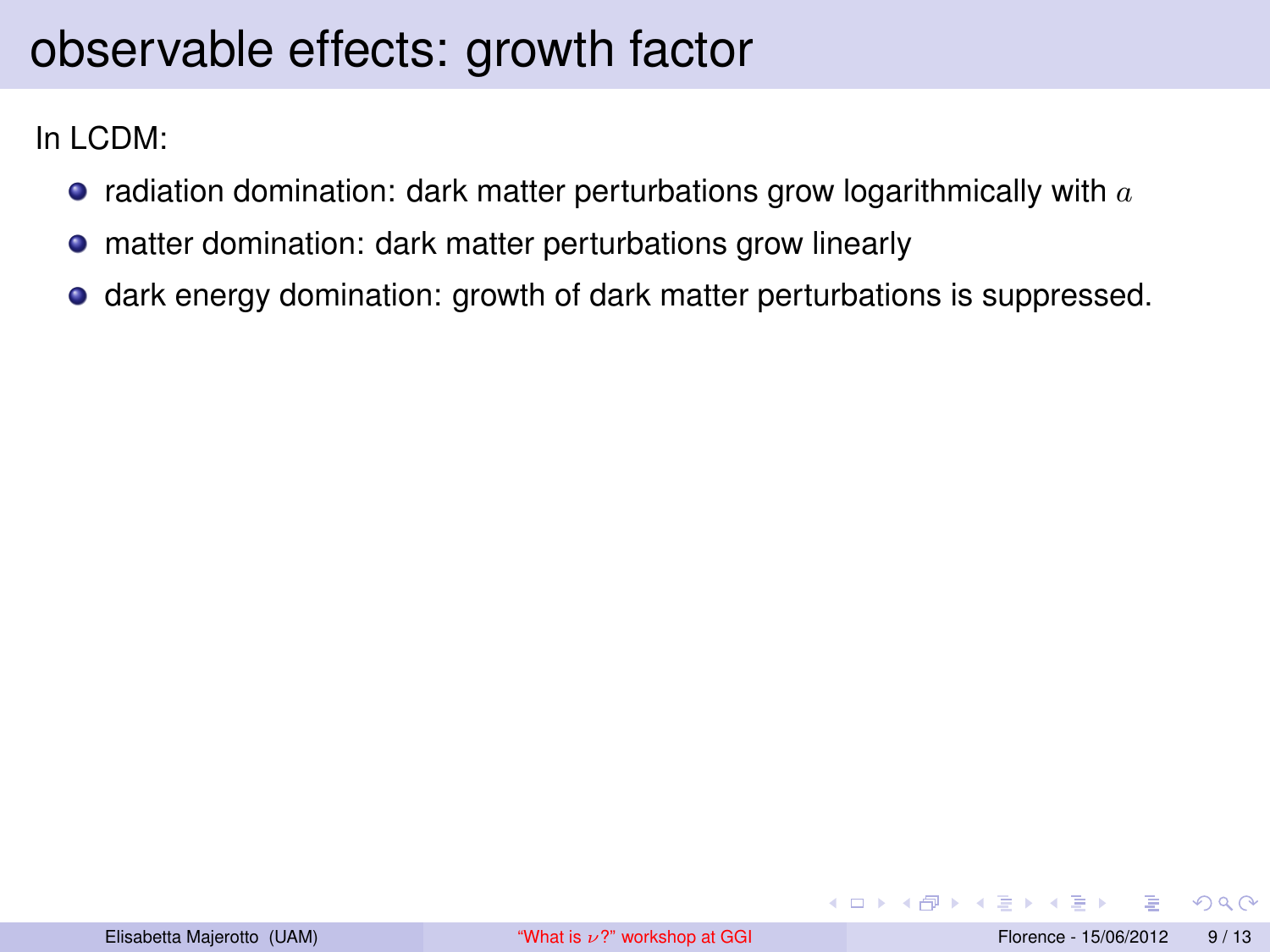# observable effects: growth factor

In LCDM:

- radiation domination: dark matter perturbations grow logarithmically with $a$
- matter domination: dark matter perturbations grow linearly
- dark energy domination: growth of dark matter perturbations is suppressed.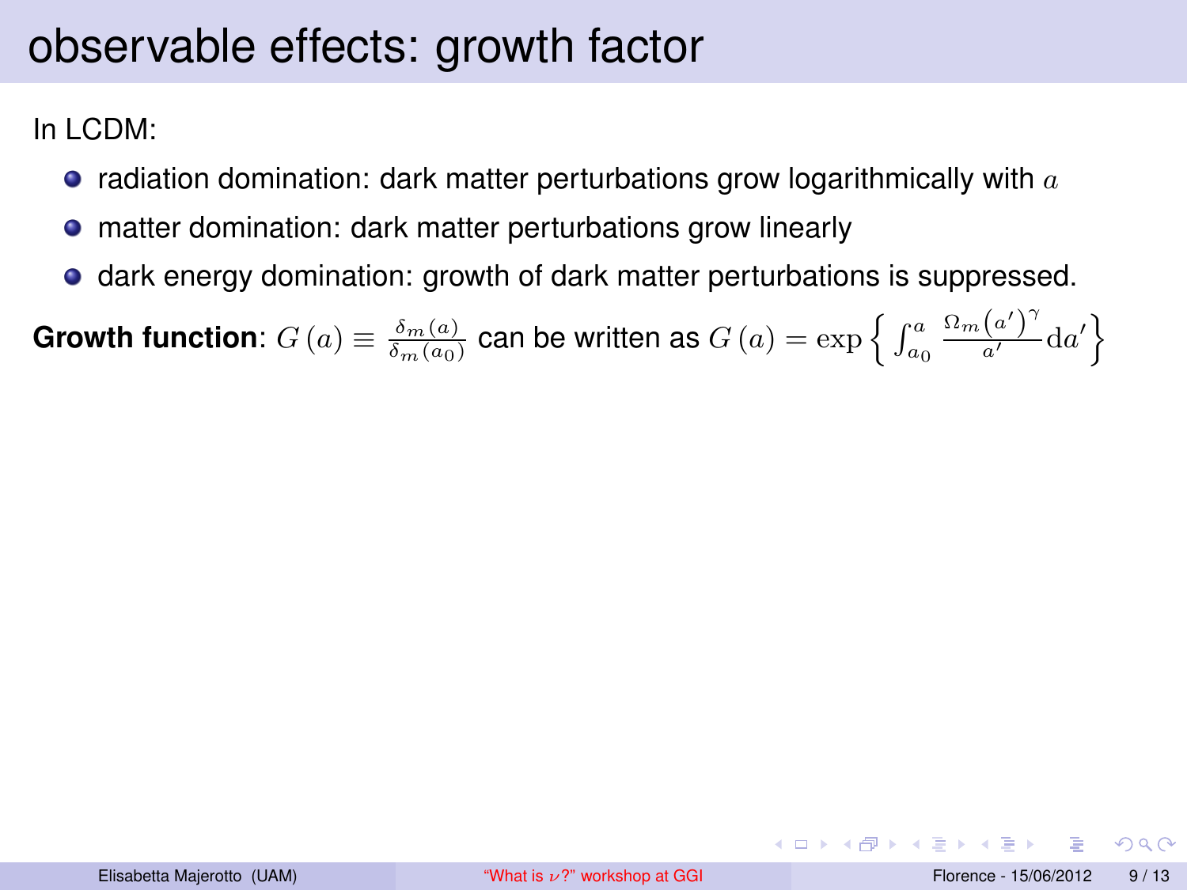# observable effects: growth factor

In LCDM:

- radiation domination: dark matter perturbations grow logarithmically with $a$
- matter domination: dark matter perturbations grow linearly
- dark energy domination: growth of dark matter perturbations is suppressed.

**Growth function**: $G\left(a\right) \equiv \frac{\delta_m(a)}{\delta_m(a_0)}$ can be written as $G\left(a\right) = \exp\left\{ \int_{a_0}^{a} \frac{\Omega_m\left(a'\right)^{\gamma}}{a'} \mathrm{d}a' \right\}$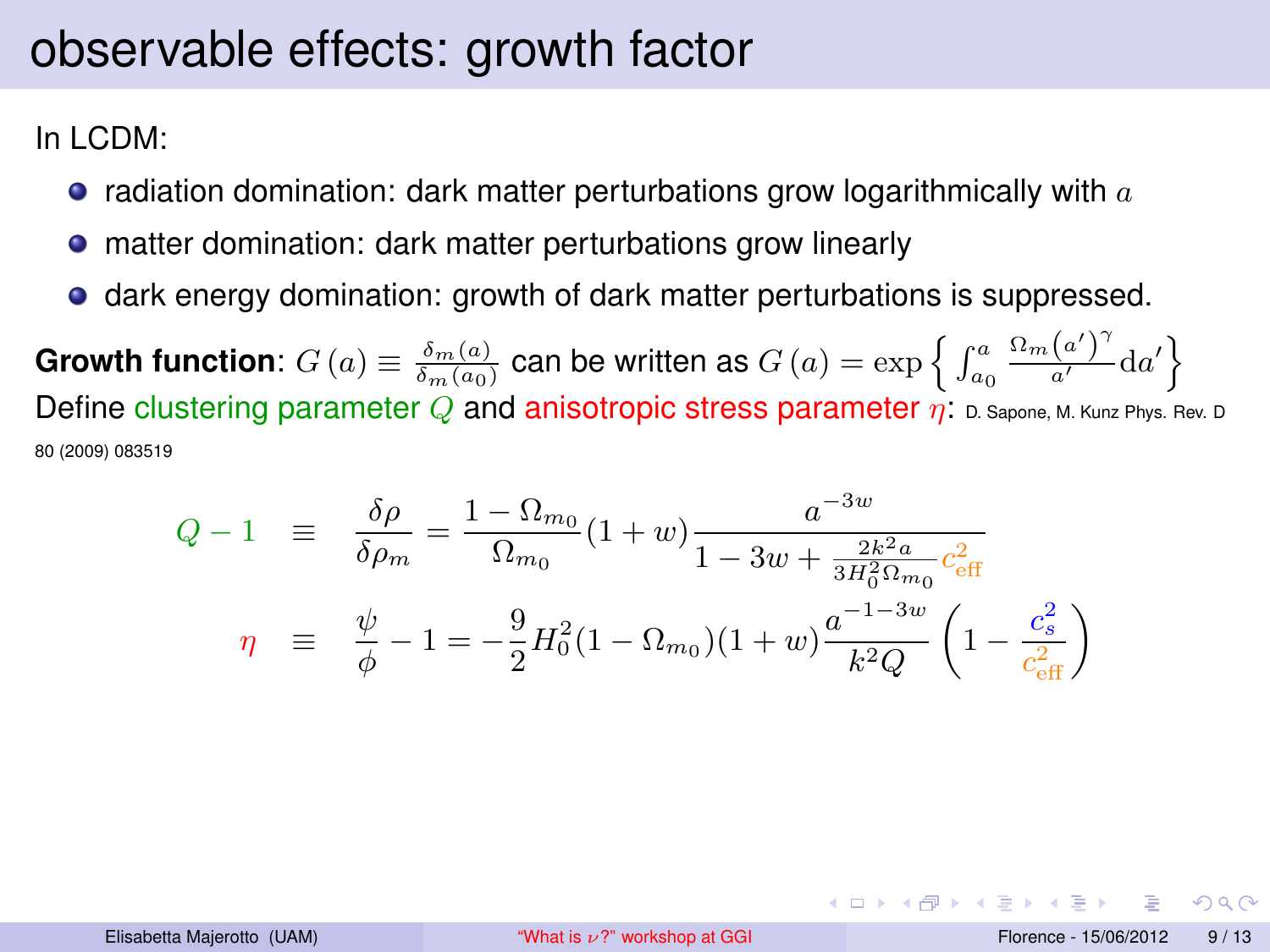# observable effects: growth factor

In LCDM:

- radiation domination: dark matter perturbations grow logarithmically with $a$
- matter domination: dark matter perturbations grow linearly
- dark energy domination: growth of dark matter perturbations is suppressed.

**Growth function**: $G(a) \equiv \frac{\delta_m(a)}{\delta_m(a_0)}$ can be written as $G(a) = \exp\left\{ \int_{a_0}^{a} \frac{\Omega_m(a')^\gamma}{a'} \mathrm{d}a' \right\}$

Define clustering parameter $Q$ and anisotropic stress parameter $\eta$: D. Sapone, M. Kunz Phys. Rev. D 80 (2009) 083519

$$
\begin{aligned}
Q - 1 &\equiv \frac{\delta\rho}{\delta\rho_m} = \frac{1-\Omega_{m_0}}{\Omega_{m_0}}(1+w)\frac{a^{-3w}}{1-3w+\frac{2k^2 a}{3H_0^2\Omega_{m_0}}c_{\mathrm{eff}}^2} \\
\eta &\equiv \frac{\psi}{\phi} - 1 = -\frac{9}{2}H_0^2(1-\Omega_{m_0})(1+w)\frac{a^{-1-3w}}{k^2 Q}\left(1 - \frac{c_s^2}{c_{\mathrm{eff}}^2}\right)
\end{aligned}
$$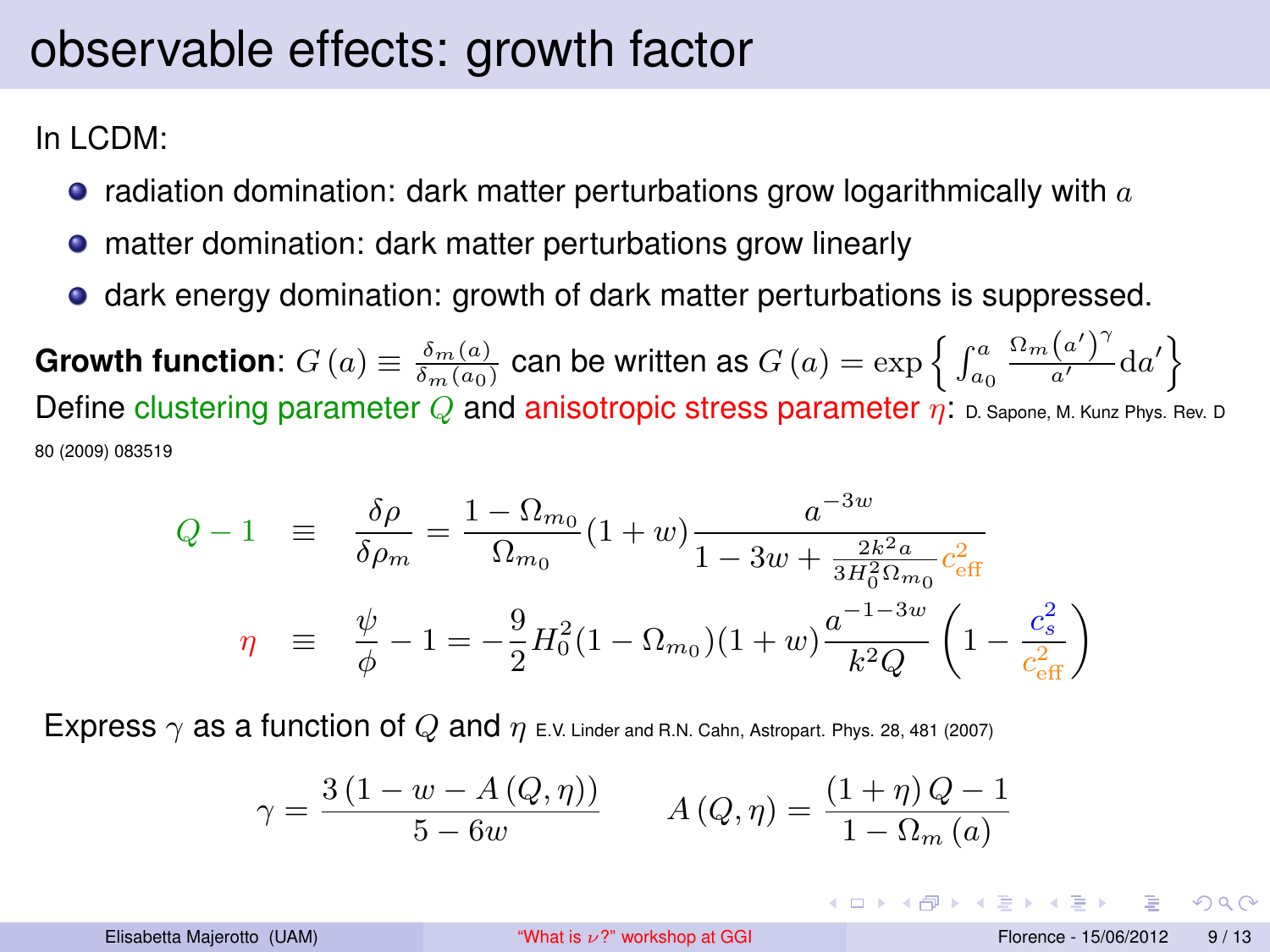# observable effects: growth factor

In LCDM:

- radiation domination: dark matter perturbations grow logarithmically with $a$
- matter domination: dark matter perturbations grow linearly
- dark energy domination: growth of dark matter perturbations is suppressed.

**Growth function**: $G(a) \equiv \frac{\delta_m(a)}{\delta_m(a_0)}$ can be written as $G(a) = \exp\left\{ \int_{a_0}^{a} \frac{\Omega_m(a')^\gamma}{a'} \mathrm{d}a' \right\}$

Define clustering parameter $Q$ and anisotropic stress parameter $\eta$: D. Sapone, M. Kunz Phys. Rev. D 80 (2009) 083519

$$
\begin{aligned}
Q - 1 &\equiv \frac{\delta\rho}{\delta\rho_m} = \frac{1-\Omega_{m_0}}{\Omega_{m_0}}(1+w)\frac{a^{-3w}}{1-3w+\frac{2k^2 a}{3H_0^2\Omega_{m_0}}c_{\mathrm{eff}}^2} \\
\eta &\equiv \frac{\psi}{\phi} - 1 = -\frac{9}{2}H_0^2(1-\Omega_{m_0})(1+w)\frac{a^{-1-3w}}{k^2 Q}\left(1-\frac{c_s^2}{c_{\mathrm{eff}}^2}\right)
\end{aligned}
$$

Express $\gamma$ as a function of $Q$ and $\eta$ E.V. Linder and R.N. Cahn, Astropart. Phys. 28, 481 (2007)

$$
\gamma = \frac{3\left(1-w-A(Q,\eta)\right)}{5-6w} \qquad A(Q,\eta) = \frac{(1+\eta)\,Q - 1}{1-\Omega_m(a)}
$$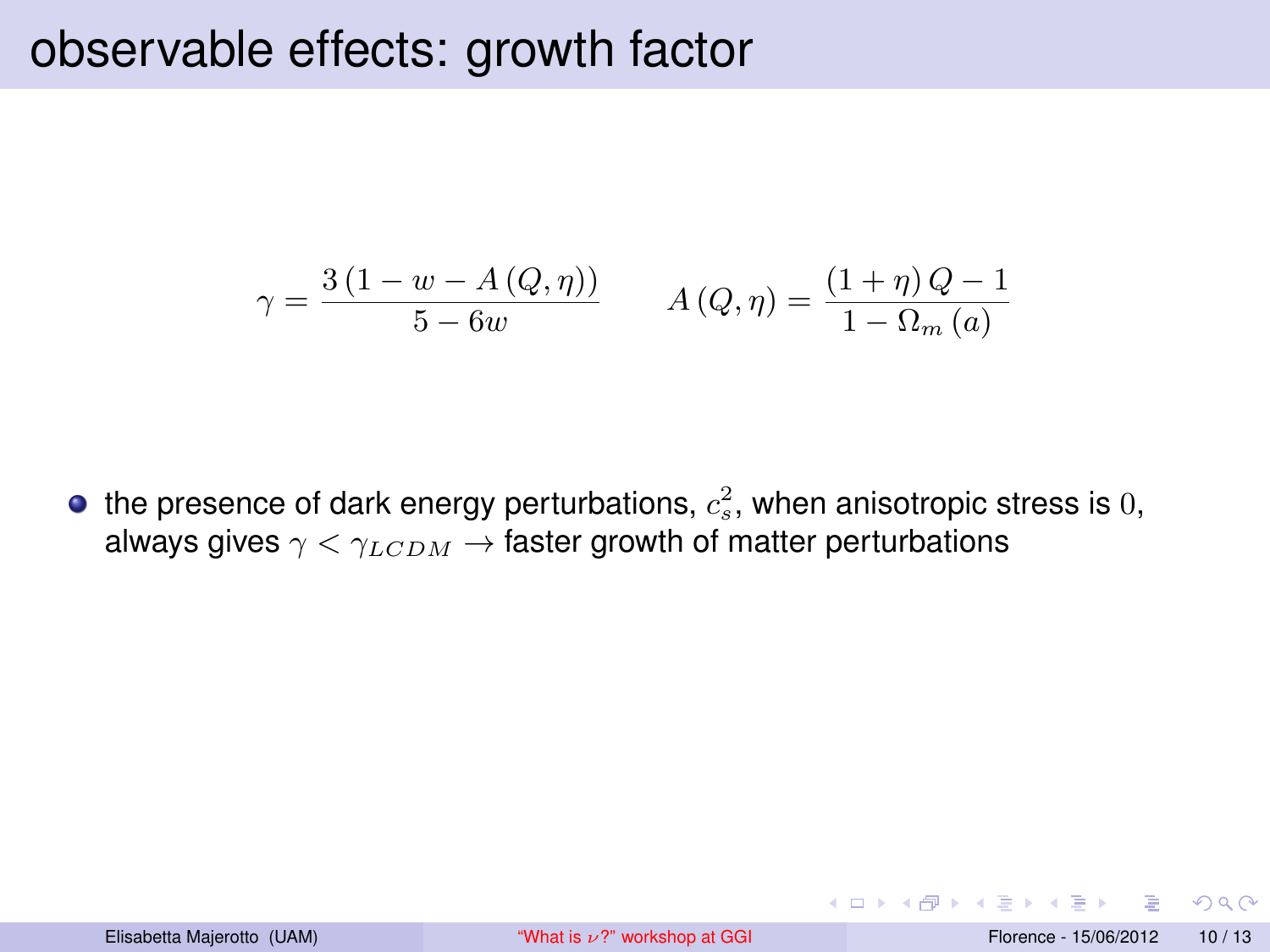# observable effects: growth factor

$$\gamma = \frac{3\left(1 - w - A\left(Q,\eta\right)\right)}{5 - 6w} \qquad A\left(Q,\eta\right) = \frac{\left(1+\eta\right)Q - 1}{1 - \Omega_m\left(a\right)}$$

- the presence of dark energy perturbations, $c_s^2$, when anisotropic stress is $0$, always gives $\gamma < \gamma_{LCDM} \rightarrow$ faster growth of matter perturbations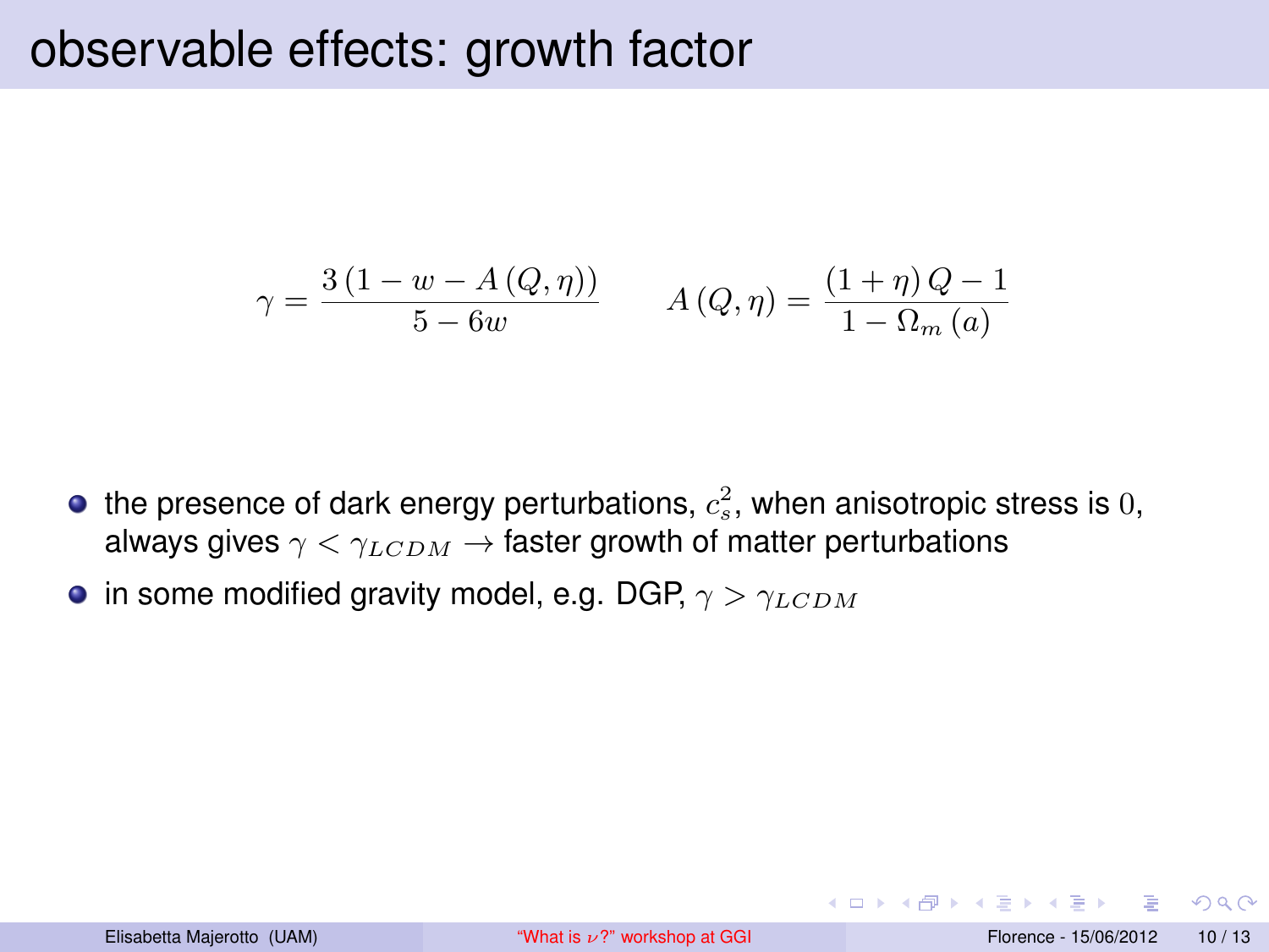# observable effects: growth factor

$$\gamma = \frac{3\left(1 - w - A\left(Q, \eta\right)\right)}{5 - 6w} \qquad A\left(Q, \eta\right) = \frac{\left(1 + \eta\right) Q - 1}{1 - \Omega_m\left(a\right)}$$

- the presence of dark energy perturbations, $c_s^2$, when anisotropic stress is $0$, always gives $\gamma < \gamma_{LCDM} \rightarrow$ faster growth of matter perturbations
- in some modified gravity model, e.g. DGP, $\gamma > \gamma_{LCDM}$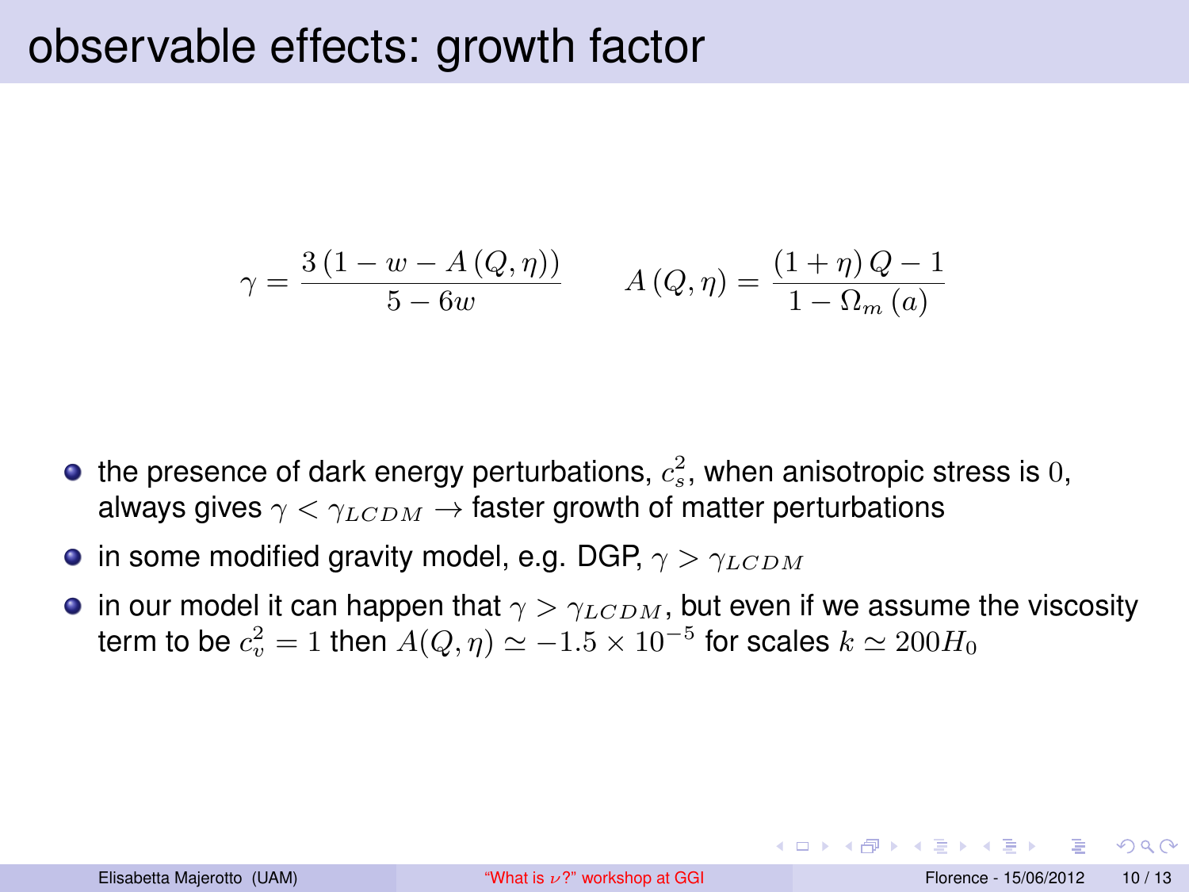# observable effects: growth factor

$$\gamma = \frac{3\left(1 - w - A\left(Q,\eta\right)\right)}{5 - 6w} \qquad A\left(Q,\eta\right) = \frac{\left(1+\eta\right)Q - 1}{1 - \Omega_m\left(a\right)}$$

- the presence of dark energy perturbations, $c_s^2$, when anisotropic stress is $0$, always gives $\gamma < \gamma_{LCDM} \rightarrow$ faster growth of matter perturbations
- in some modified gravity model, e.g. DGP, $\gamma > \gamma_{LCDM}$
- in our model it can happen that $\gamma > \gamma_{LCDM}$, but even if we assume the viscosity term to be $c_v^2 = 1$ then $A(Q,\eta) \simeq -1.5 \times 10^{-5}$ for scales $k \simeq 200H_0$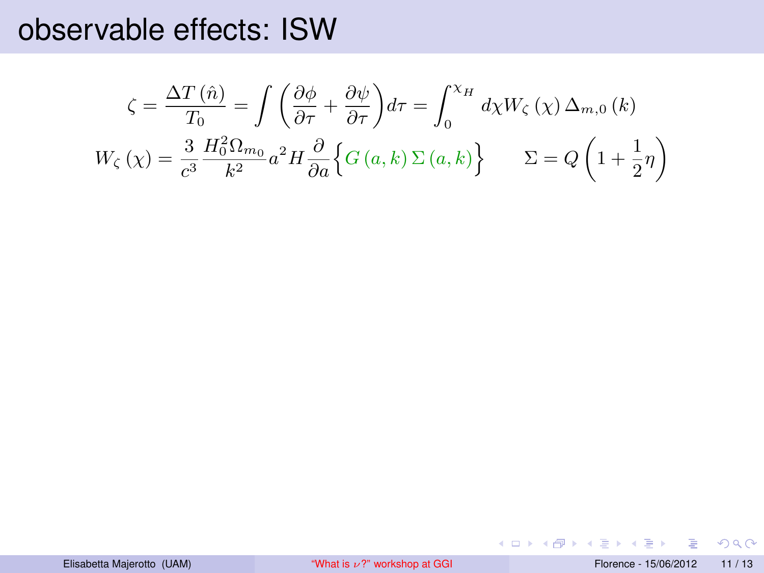# observable effects: ISW

$$\zeta = \frac{\Delta T\left(\hat{n}\right)}{T_0} = \int \left(\frac{\partial \phi}{\partial \tau} + \frac{\partial \psi}{\partial \tau}\right) d\tau = \int_0^{\chi_H} d\chi W_\zeta\left(\chi\right) \Delta_{m,0}\left(k\right)$$

$$W_\zeta\left(\chi\right) = \frac{3}{c^3} \frac{H_0^2 \Omega_{m_0}}{k^2} a^2 H \frac{\partial}{\partial a}\left\{G\left(a,k\right) \Sigma\left(a,k\right)\right\} \qquad \Sigma = Q\left(1 + \frac{1}{2}\eta\right)$$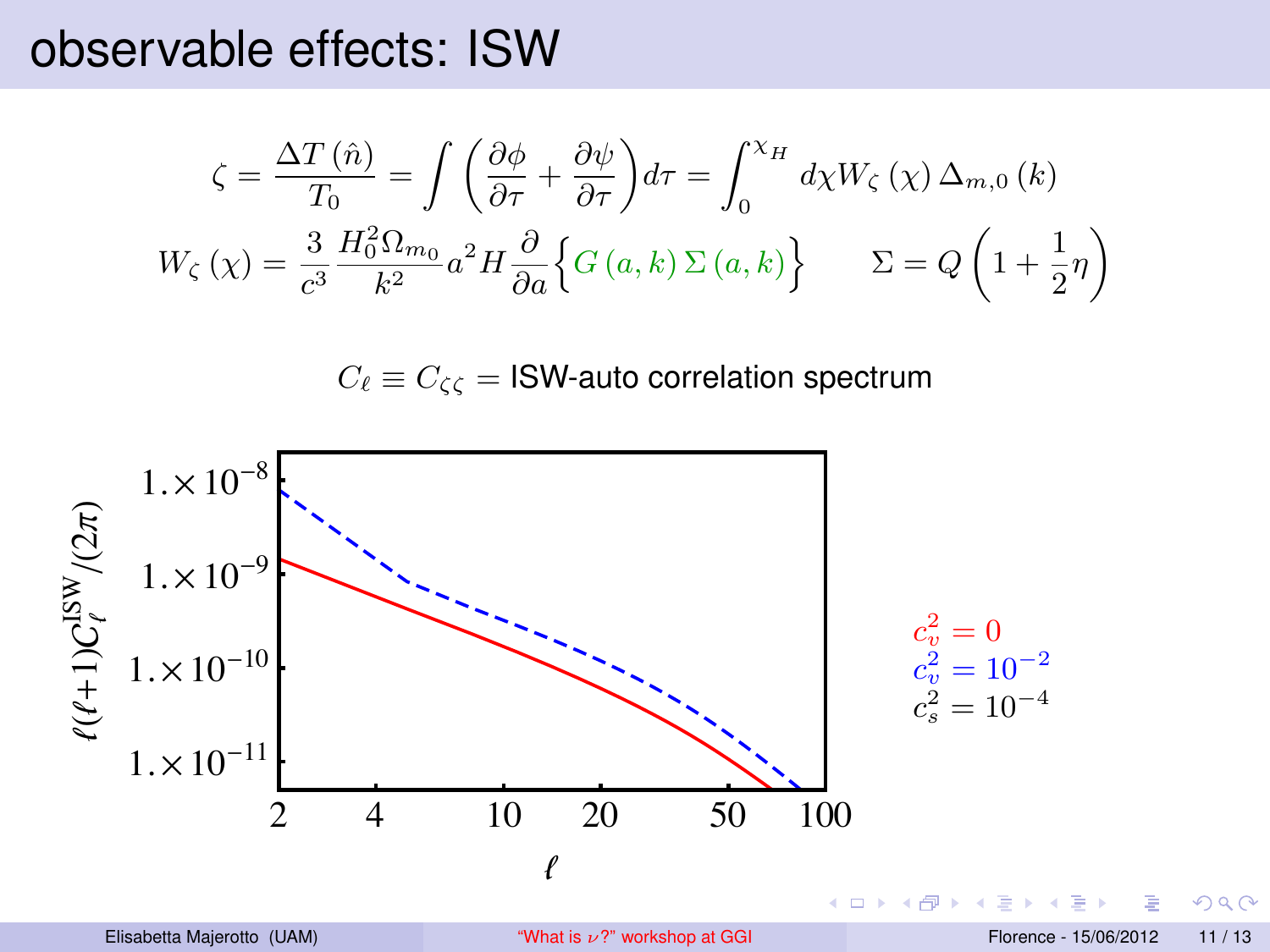# observable effects: ISW

$$\zeta = \frac{\Delta T(\hat{n})}{T_0} = \int \left( \frac{\partial \phi}{\partial \tau} + \frac{\partial \psi}{\partial \tau} \right) d\tau = \int_0^{\chi_H} d\chi W_\zeta(\chi) \Delta_{m,0}(k)$$

$$W_\zeta(\chi) = \frac{3}{c^3} \frac{H_0^2 \Omega_{m_0}}{k^2} a^2 H \frac{\partial}{\partial a} \left\{ G(a,k) \Sigma(a,k) \right\} \qquad \Sigma = Q\left(1 + \frac{1}{2}\eta\right)$$

$C_\ell \equiv C_{\zeta\zeta}$ = ISW-auto correlation spectrum

$c_v^2 = 0$
$c_v^2 = 10^{-2}$
$c_s^2 = 10^{-4}$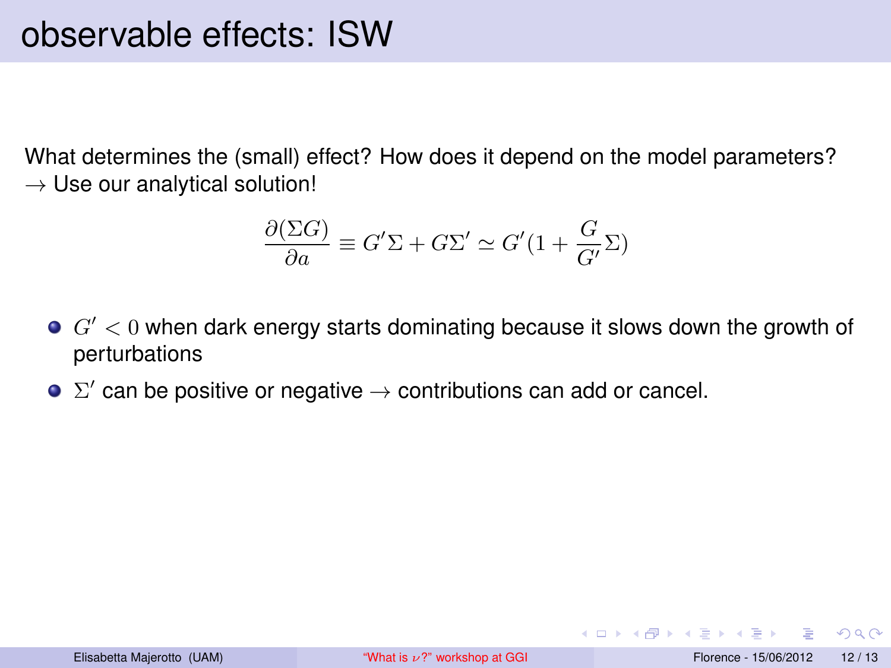# observable effects: ISW

What determines the (small) effect? How does it depend on the model parameters?
$\rightarrow$ Use our analytical solution!

$$\frac{\partial(\Sigma G)}{\partial a} \equiv G'\Sigma + G\Sigma' \simeq G'(1 + \frac{G}{G'}\Sigma)$$

- $G' < 0$ when dark energy starts dominating because it slows down the growth of perturbations
- $\Sigma'$ can be positive or negative $\rightarrow$ contributions can add or cancel.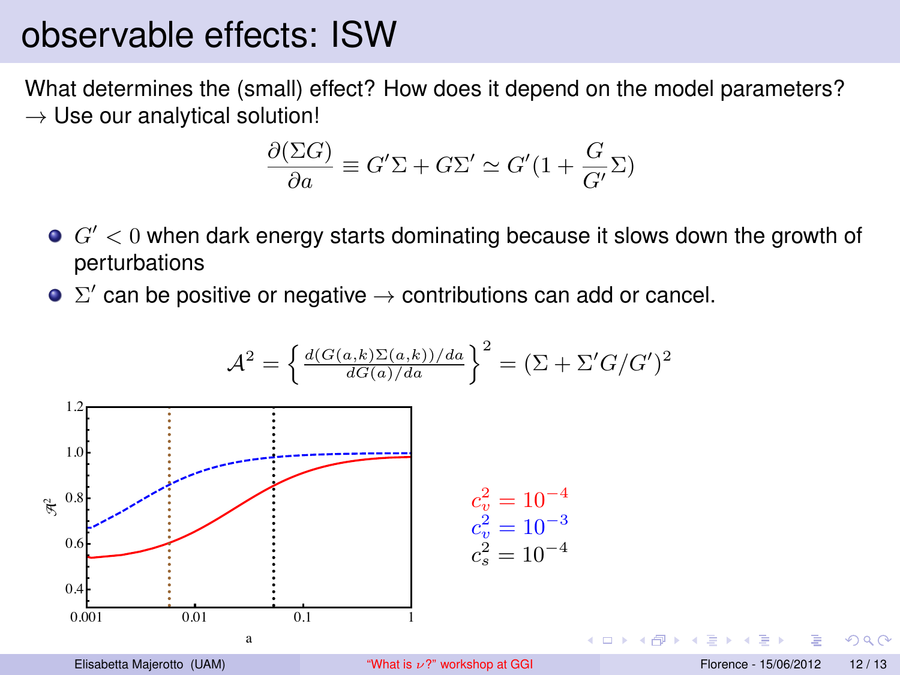# observable effects: ISW

What determines the (small) effect? How does it depend on the model parameters?
$\rightarrow$ Use our analytical solution!

$$\frac{\partial(\Sigma G)}{\partial a} \equiv G'\Sigma + G\Sigma' \simeq G'(1 + \frac{G}{G'}\Sigma)$$

- $G' < 0$ when dark energy starts dominating because it slows down the growth of perturbations
- $\Sigma'$ can be positive or negative $\rightarrow$ contributions can add or cancel.

$$\mathcal{A}^2 = \left\{ \frac{d(G(a,k)\Sigma(a,k))/da}{dG(a)/da} \right\}^2 = (\Sigma + \Sigma' G/G')^2$$

$c_v^2 = 10^{-4}$
$c_v^2 = 10^{-3}$
$c_s^2 = 10^{-4}$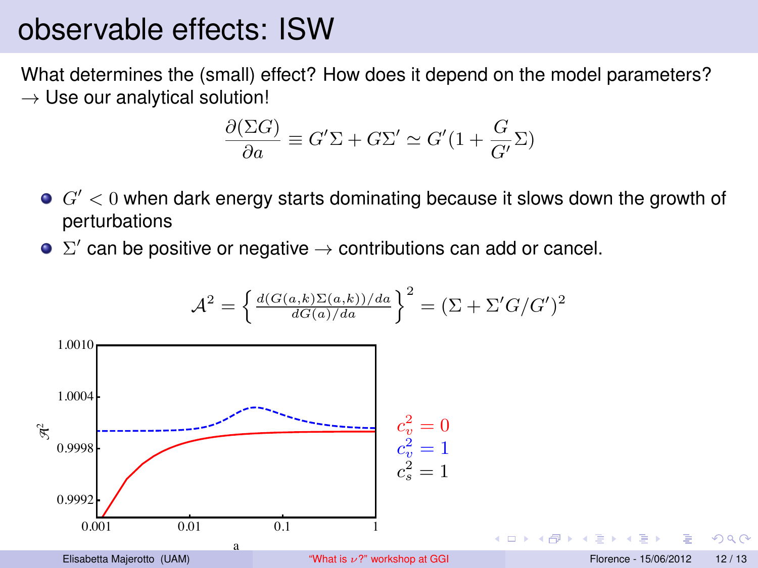# observable effects: ISW

What determines the (small) effect? How does it depend on the model parameters?
$\rightarrow$ Use our analytical solution!

$$\frac{\partial(\Sigma G)}{\partial a} \equiv G'\Sigma + G\Sigma' \simeq G'(1 + \frac{G}{G'}\Sigma)$$

- $G' < 0$ when dark energy starts dominating because it slows down the growth of perturbations
- $\Sigma'$ can be positive or negative $\rightarrow$ contributions can add or cancel.

$$\mathcal{A}^2 = \left\{ \frac{d(G(a,k)\Sigma(a,k))/da}{dG(a)/da} \right\}^2 = (\Sigma + \Sigma' G/G')^2$$

$c_v^2 = 0$

$c_v^2 = 1$

$c_s^2 = 1$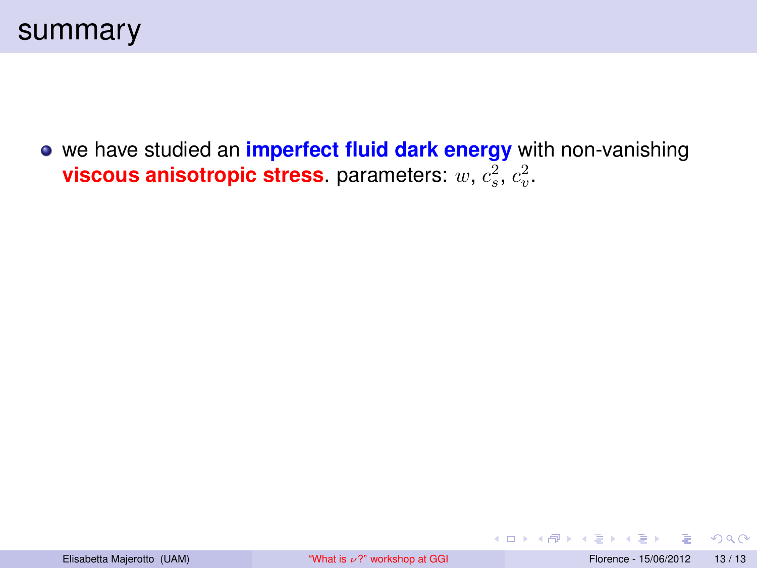# summary

- we have studied an **imperfect fluid dark energy** with non-vanishing **viscous anisotropic stress**. parameters: $w$, $c_s^2$, $c_v^2$.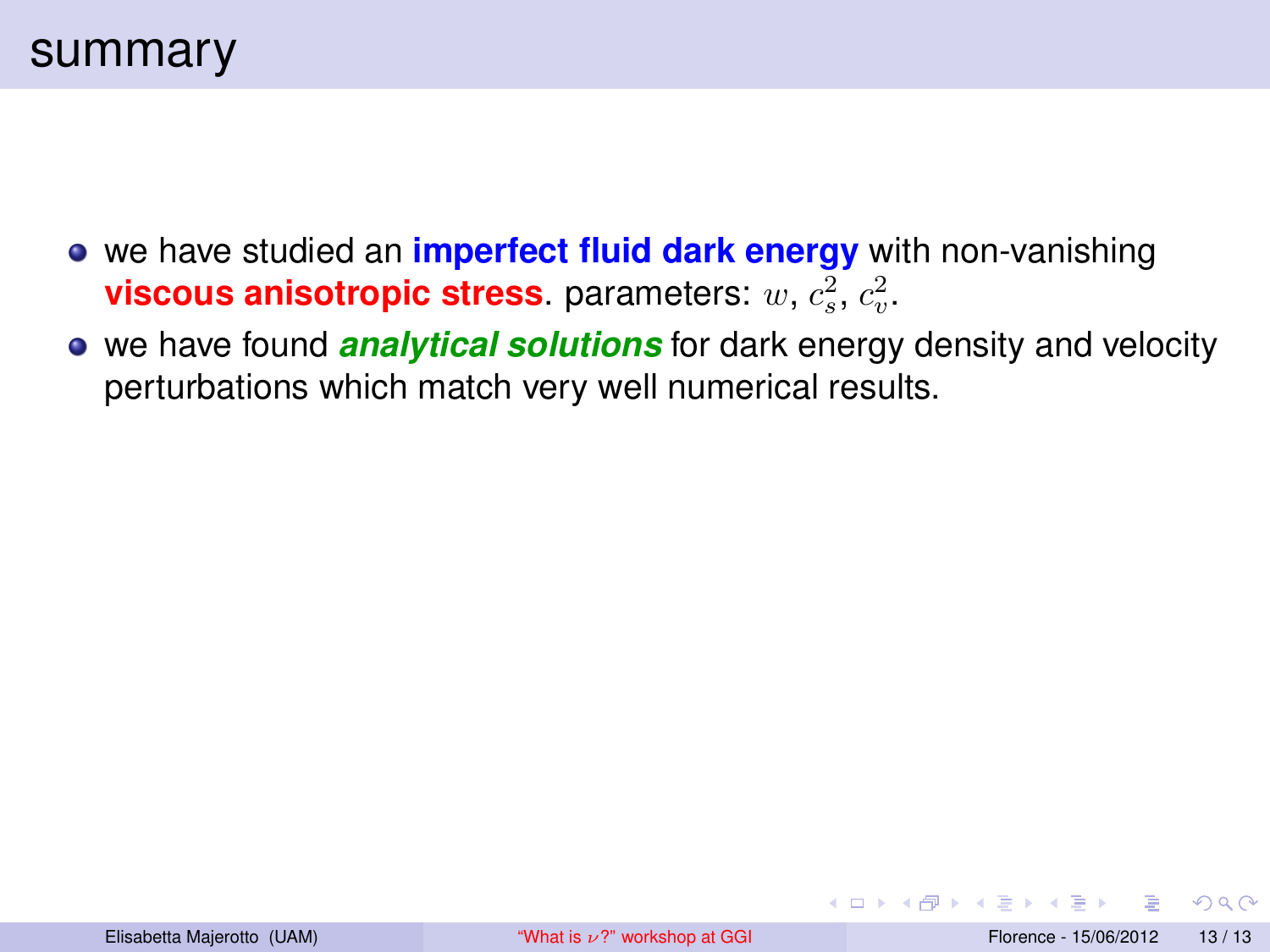# summary

- we have studied an **imperfect fluid dark energy** with non-vanishing **viscous anisotropic stress**. parameters: $w$, $c_s^2$, $c_v^2$.
- we have found ***analytical solutions*** for dark energy density and velocity perturbations which match very well numerical results.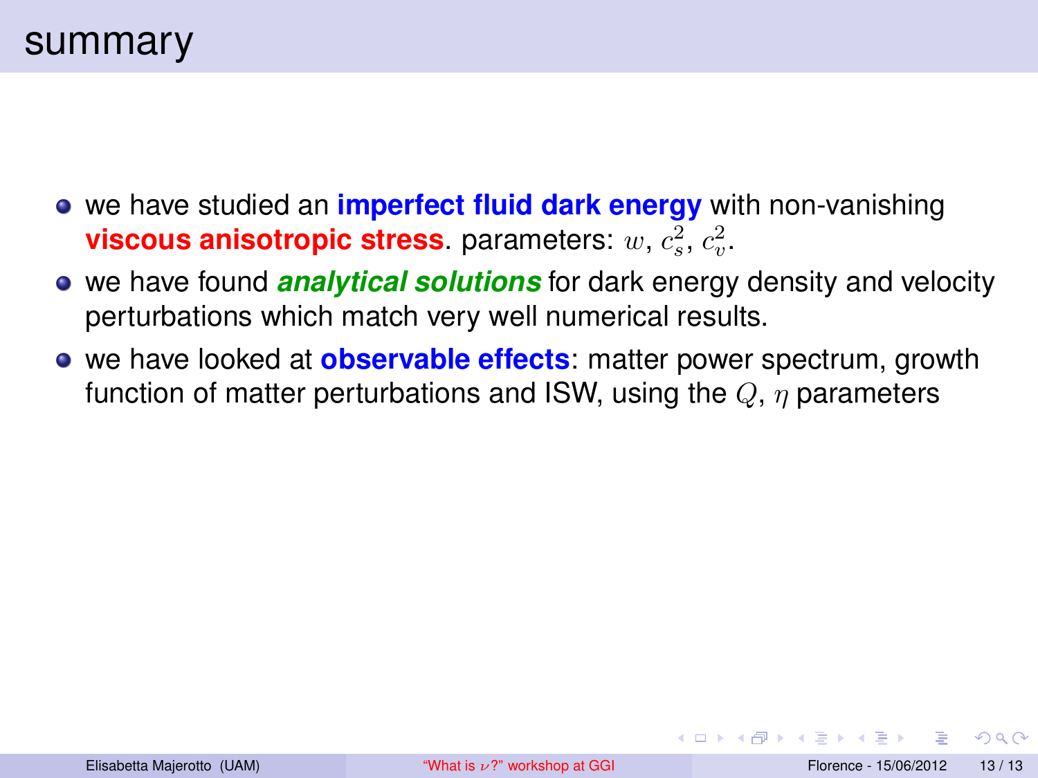# summary

- we have studied an **imperfect fluid dark energy** with non-vanishing **viscous anisotropic stress**. parameters: $w$, $c_s^2$, $c_v^2$.
- we have found ***analytical solutions*** for dark energy density and velocity perturbations which match very well numerical results.
- we have looked at **observable effects**: matter power spectrum, growth function of matter perturbations and ISW, using the $Q$, $\eta$ parameters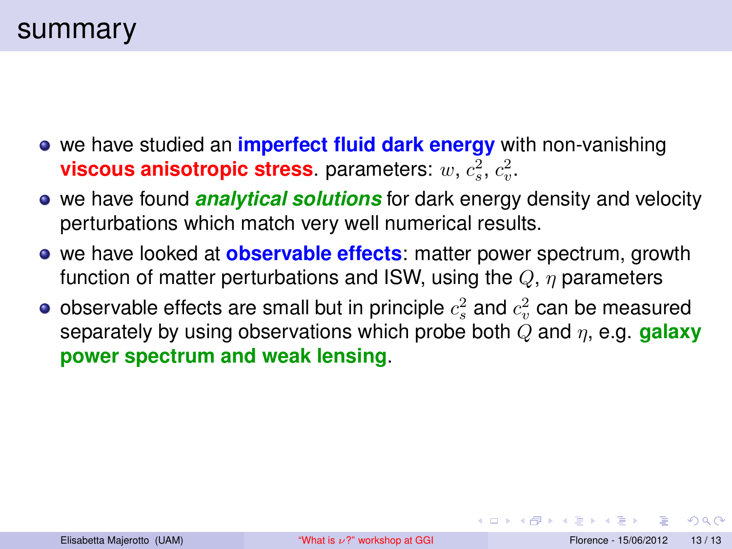# summary

- we have studied an **imperfect fluid dark energy** with non-vanishing **viscous anisotropic stress**. parameters: $w$, $c_s^2$, $c_v^2$.
- we have found ***analytical solutions*** for dark energy density and velocity perturbations which match very well numerical results.
- we have looked at **observable effects**: matter power spectrum, growth function of matter perturbations and ISW, using the $Q$, $\eta$ parameters
- observable effects are small but in principle $c_s^2$ and $c_v^2$ can be measured separately by using observations which probe both $Q$ and $\eta$, e.g. **galaxy power spectrum and weak lensing**.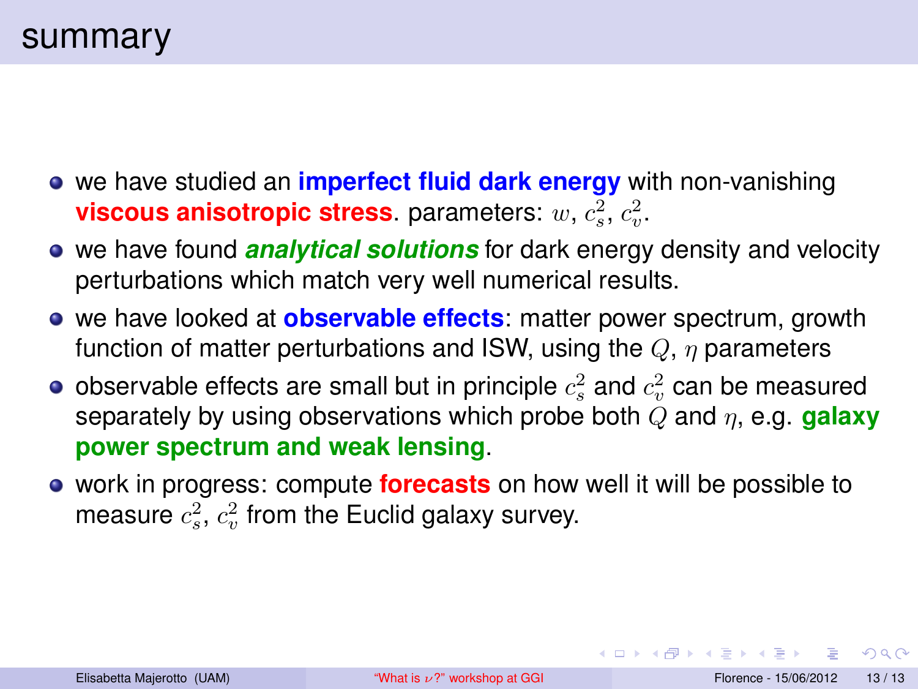# summary

- we have studied an **imperfect fluid dark energy** with non-vanishing **viscous anisotropic stress**. parameters: $w$, $c_s^2$, $c_v^2$.
- we have found ***analytical solutions*** for dark energy density and velocity perturbations which match very well numerical results.
- we have looked at **observable effects**: matter power spectrum, growth function of matter perturbations and ISW, using the $Q$, $\eta$ parameters
- observable effects are small but in principle $c_s^2$ and $c_v^2$ can be measured separately by using observations which probe both $Q$ and $\eta$, e.g. **galaxy power spectrum and weak lensing**.
- work in progress: compute **forecasts** on how well it will be possible to measure $c_s^2$, $c_v^2$ from the Euclid galaxy survey.